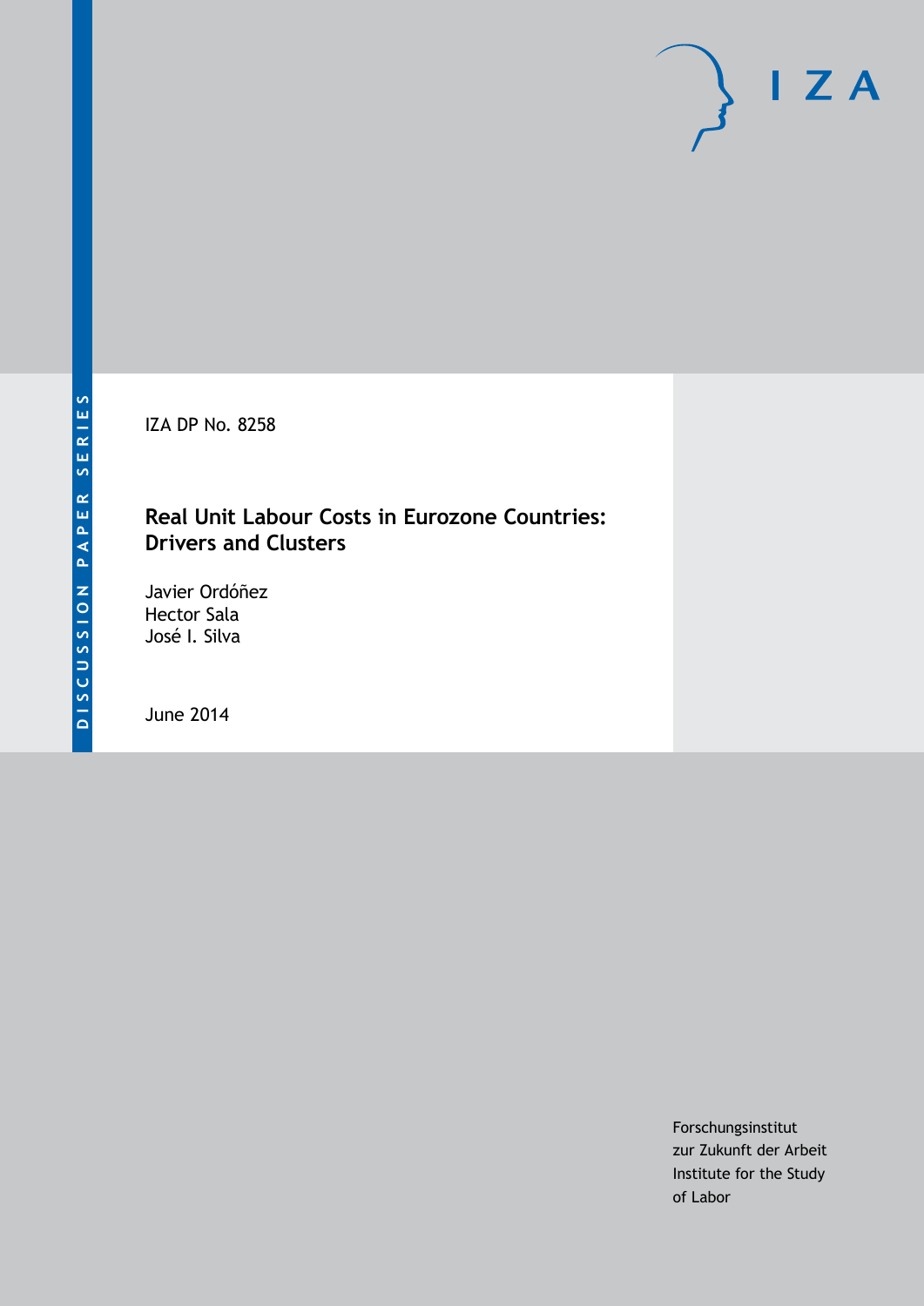DISCUSSION PAPER SERIES

IZA

IZA DP No. 8258

# Real Unit Labour Costs in Eurozone Countries: Drivers and Clusters

Javier Ordóñez
Hector Sala
José I. Silva

June 2014

Forschungsinstitut
zur Zukunft der Arbeit
Institute for the Study
of Labor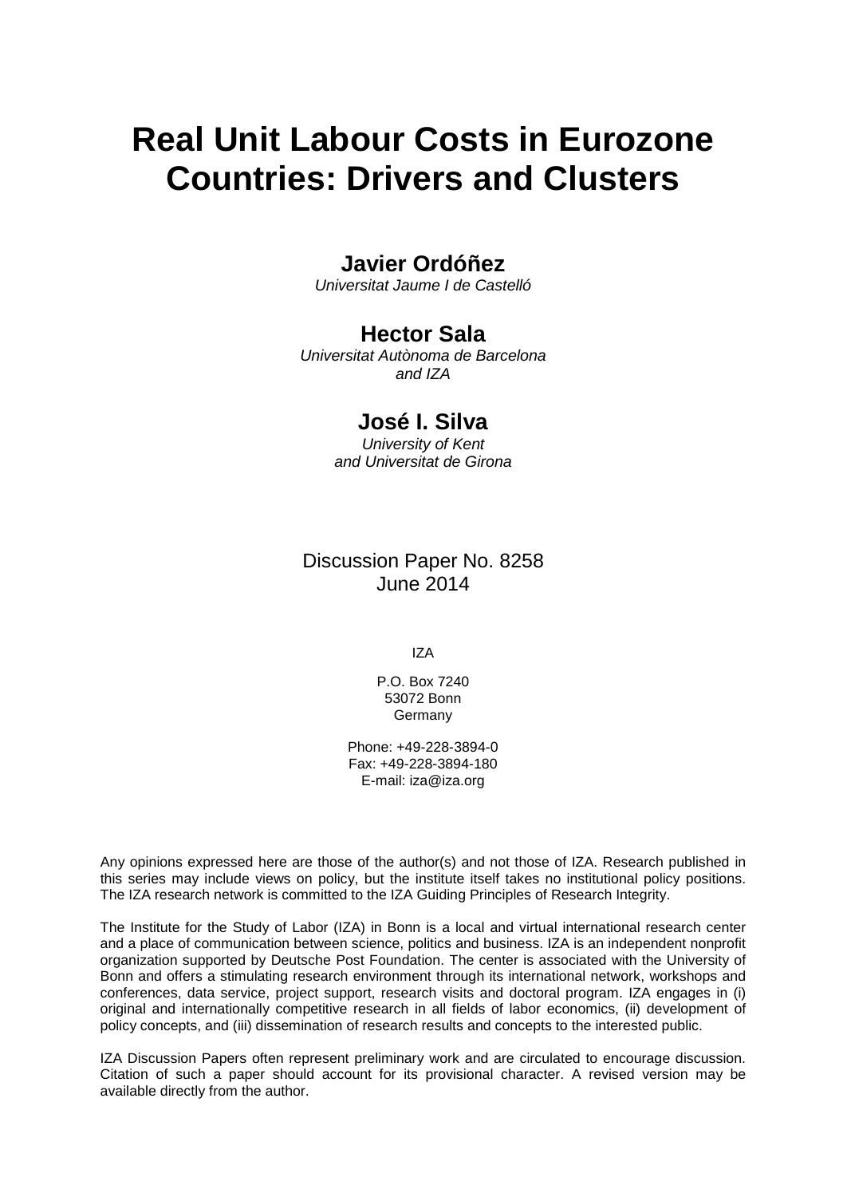# Real Unit Labour Costs in Eurozone Countries: Drivers and Clusters

**Javier Ordóñez**
*Universitat Jaume I de Castelló*

**Hector Sala**
*Universitat Autònoma de Barcelona and IZA*

**José I. Silva**
*University of Kent and Universitat de Girona*

Discussion Paper No. 8258
June 2014

IZA

P.O. Box 7240
53072 Bonn
Germany

Phone: +49-228-3894-0
Fax: +49-228-3894-180
E-mail: iza@iza.org

Any opinions expressed here are those of the author(s) and not those of IZA. Research published in this series may include views on policy, but the institute itself takes no institutional policy positions. The IZA research network is committed to the IZA Guiding Principles of Research Integrity.

The Institute for the Study of Labor (IZA) in Bonn is a local and virtual international research center and a place of communication between science, politics and business. IZA is an independent nonprofit organization supported by Deutsche Post Foundation. The center is associated with the University of Bonn and offers a stimulating research environment through its international network, workshops and conferences, data service, project support, research visits and doctoral program. IZA engages in (i) original and internationally competitive research in all fields of labor economics, (ii) development of policy concepts, and (iii) dissemination of research results and concepts to the interested public.

IZA Discussion Papers often represent preliminary work and are circulated to encourage discussion. Citation of such a paper should account for its provisional character. A revised version may be available directly from the author.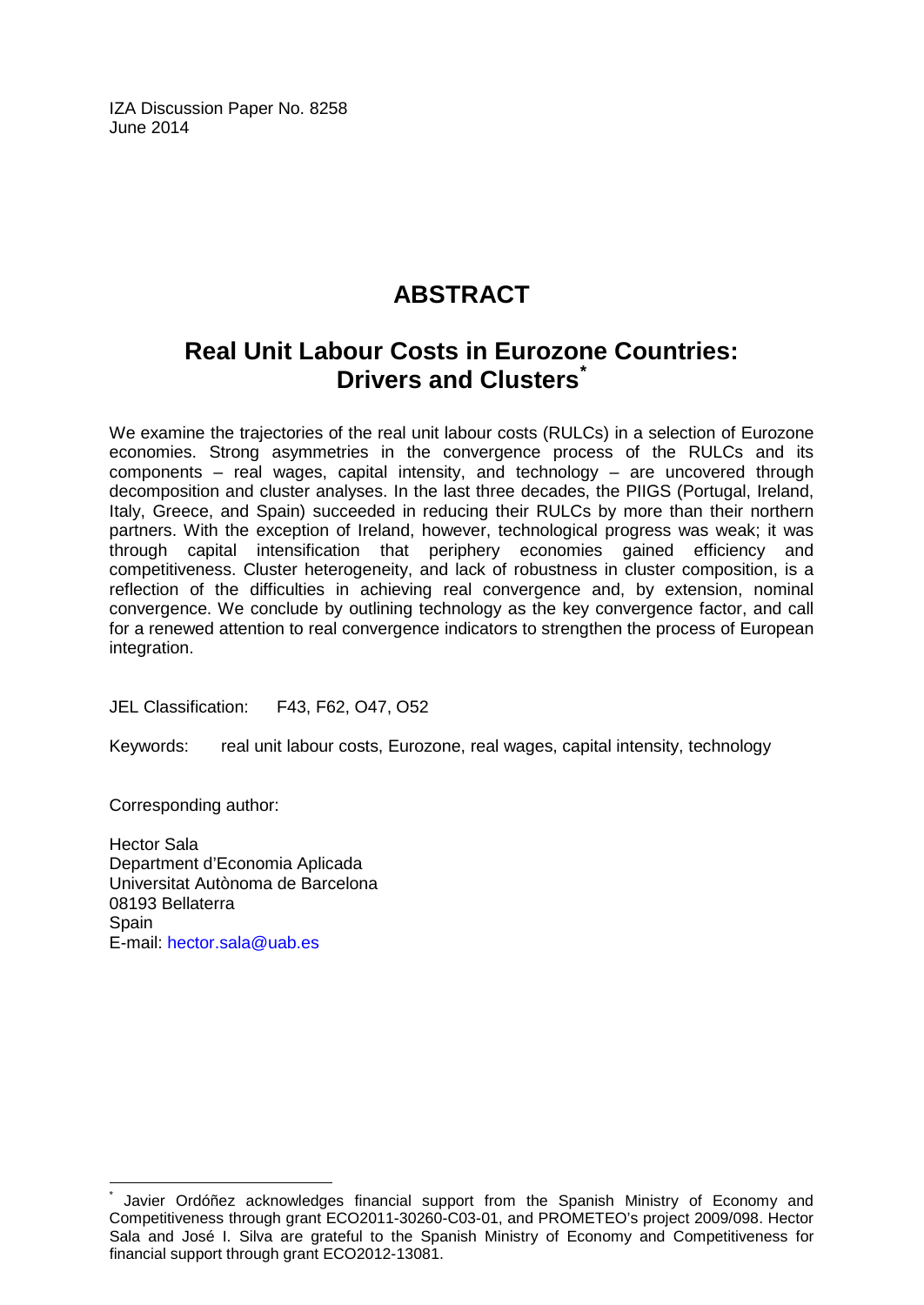IZA Discussion Paper No. 8258
June 2014

# ABSTRACT

## Real Unit Labour Costs in Eurozone Countries: Drivers and Clusters*

We examine the trajectories of the real unit labour costs (RULCs) in a selection of Eurozone economies. Strong asymmetries in the convergence process of the RULCs and its components – real wages, capital intensity, and technology – are uncovered through decomposition and cluster analyses. In the last three decades, the PIIGS (Portugal, Ireland, Italy, Greece, and Spain) succeeded in reducing their RULCs by more than their northern partners. With the exception of Ireland, however, technological progress was weak; it was through capital intensification that periphery economies gained efficiency and competitiveness. Cluster heterogeneity, and lack of robustness in cluster composition, is a reflection of the difficulties in achieving real convergence and, by extension, nominal convergence. We conclude by outlining technology as the key convergence factor, and call for a renewed attention to real convergence indicators to strengthen the process of European integration.

JEL Classification: F43, F62, O47, O52

Keywords: real unit labour costs, Eurozone, real wages, capital intensity, technology

Corresponding author:

Hector Sala
Department d'Economia Aplicada
Universitat Autònoma de Barcelona
08193 Bellaterra
Spain
E-mail: hector.sala@uab.es

---

* Javier Ordóñez acknowledges financial support from the Spanish Ministry of Economy and Competitiveness through grant ECO2011-30260-C03-01, and PROMETEO's project 2009/098. Hector Sala and José I. Silva are grateful to the Spanish Ministry of Economy and Competitiveness for financial support through grant ECO2012-13081.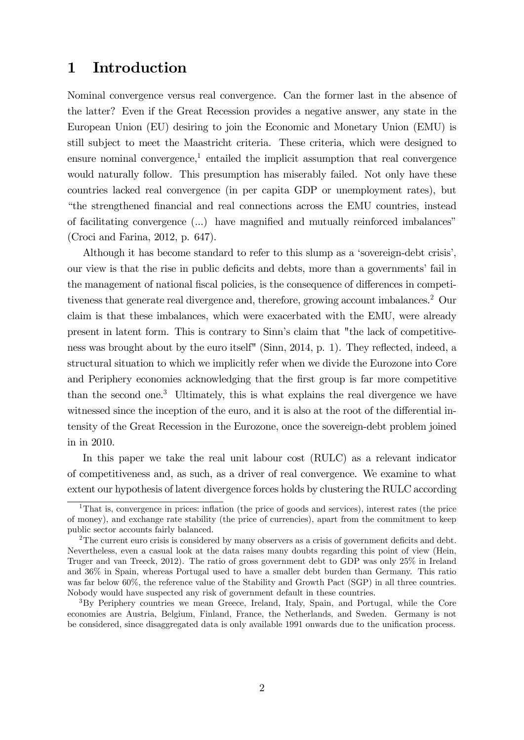# 1 Introduction

Nominal convergence versus real convergence. Can the former last in the absence of the latter? Even if the Great Recession provides a negative answer, any state in the European Union (EU) desiring to join the Economic and Monetary Union (EMU) is still subject to meet the Maastricht criteria. These criteria, which were designed to ensure nominal convergence,[1] entailed the implicit assumption that real convergence would naturally follow. This presumption has miserably failed. Not only have these countries lacked real convergence (in per capita GDP or unemployment rates), but "the strengthened financial and real connections across the EMU countries, instead of facilitating convergence (...) have magnified and mutually reinforced imbalances" (Croci and Farina, 2012, p. 647).

Although it has become standard to refer to this slump as a 'sovereign-debt crisis', our view is that the rise in public deficits and debts, more than a governments' fail in the management of national fiscal policies, is the consequence of differences in competitiveness that generate real divergence and, therefore, growing account imbalances.[2] Our claim is that these imbalances, which were exacerbated with the EMU, were already present in latent form. This is contrary to Sinn's claim that "the lack of competitiveness was brought about by the euro itself" (Sinn, 2014, p. 1). They reflected, indeed, a structural situation to which we implicitly refer when we divide the Eurozone into Core and Periphery economies acknowledging that the first group is far more competitive than the second one.[3] Ultimately, this is what explains the real divergence we have witnessed since the inception of the euro, and it is also at the root of the differential intensity of the Great Recession in the Eurozone, once the sovereign-debt problem joined in in 2010.

In this paper we take the real unit labour cost (RULC) as a relevant indicator of competitiveness and, as such, as a driver of real convergence. We examine to what extent our hypothesis of latent divergence forces holds by clustering the RULC according

[1] That is, convergence in prices: inflation (the price of goods and services), interest rates (the price of money), and exchange rate stability (the price of currencies), apart from the commitment to keep public sector accounts fairly balanced.

[2] The current euro crisis is considered by many observers as a crisis of government deficits and debt. Nevertheless, even a casual look at the data raises many doubts regarding this point of view (Hein, Truger and van Treeck, 2012). The ratio of gross government debt to GDP was only 25% in Ireland and 36% in Spain, whereas Portugal used to have a smaller debt burden than Germany. This ratio was far below 60%, the reference value of the Stability and Growth Pact (SGP) in all three countries. Nobody would have suspected any risk of government default in these countries.

[3] By Periphery countries we mean Greece, Ireland, Italy, Spain, and Portugal, while the Core economies are Austria, Belgium, Finland, France, the Netherlands, and Sweden. Germany is not be considered, since disaggregated data is only available 1991 onwards due to the unification process.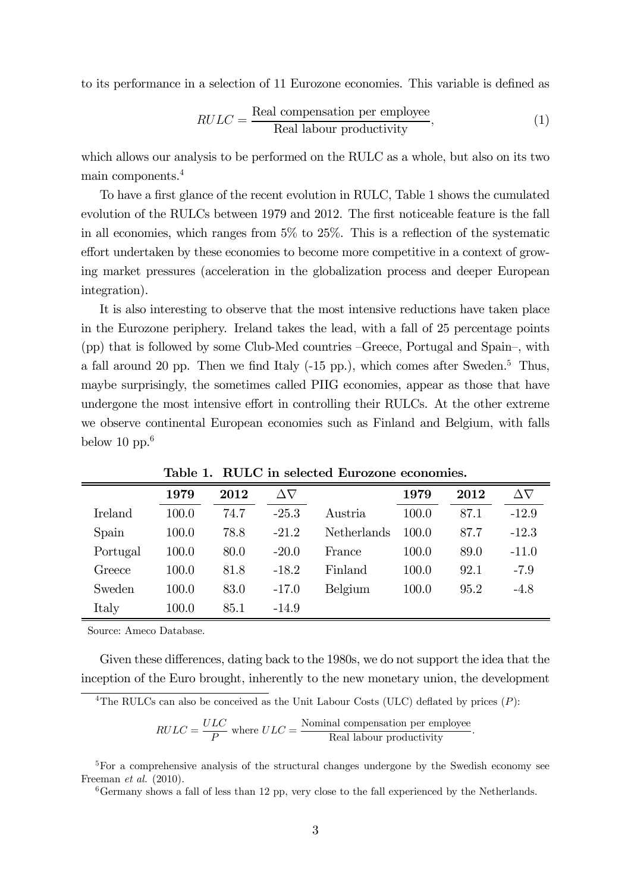to its performance in a selection of 11 Eurozone economies. This variable is defined as

$$RULC = \frac{\text{Real compensation per employee}}{\text{Real labour productivity}}, \tag{1}$$

which allows our analysis to be performed on the RULC as a whole, but also on its two main components.[4]

To have a first glance of the recent evolution in RULC, Table 1 shows the cumulated evolution of the RULCs between 1979 and 2012. The first noticeable feature is the fall in all economies, which ranges from 5% to 25%. This is a reflection of the systematic effort undertaken by these economies to become more competitive in a context of growing market pressures (acceleration in the globalization process and deeper European integration).

It is also interesting to observe that the most intensive reductions have taken place in the Eurozone periphery. Ireland takes the lead, with a fall of 25 percentage points (pp) that is followed by some Club-Med countries –Greece, Portugal and Spain–, with a fall around 20 pp. Then we find Italy (-15 pp.), which comes after Sweden.[5] Thus, maybe surprisingly, the sometimes called PIIG economies, appear as those that have undergone the most intensive effort in controlling their RULCs. At the other extreme we observe continental European economies such as Finland and Belgium, with falls below 10 pp.[6]

**Table 1. RULC in selected Eurozone economies.**

| | 1979 | 2012 | $\Delta\nabla$ | | 1979 | 2012 | $\Delta\nabla$ |
|---|---|---|---|---|---|---|---|
| Ireland | 100.0 | 74.7 | -25.3 | Austria | 100.0 | 87.1 | -12.9 |
| Spain | 100.0 | 78.8 | -21.2 | Netherlands | 100.0 | 87.7 | -12.3 |
| Portugal | 100.0 | 80.0 | -20.0 | France | 100.0 | 89.0 | -11.0 |
| Greece | 100.0 | 81.8 | -18.2 | Finland | 100.0 | 92.1 | -7.9 |
| Sweden | 100.0 | 83.0 | -17.0 | Belgium | 100.0 | 95.2 | -4.8 |
| Italy | 100.0 | 85.1 | -14.9 | | | | |

Source: Ameco Database.

Given these differences, dating back to the 1980s, we do not support the idea that the inception of the Euro brought, inherently to the new monetary union, the development

[4] The RULCs can also be conceived as the Unit Labour Costs (ULC) deflated by prices ($P$):

$$RULC = \frac{ULC}{P} \text{ where } ULC = \frac{\text{Nominal compensation per employee}}{\text{Real labour productivity}}.$$

[5] For a comprehensive analysis of the structural changes undergone by the Swedish economy see Freeman *et al.* (2010).

[6] Germany shows a fall of less than 12 pp, very close to the fall experienced by the Netherlands.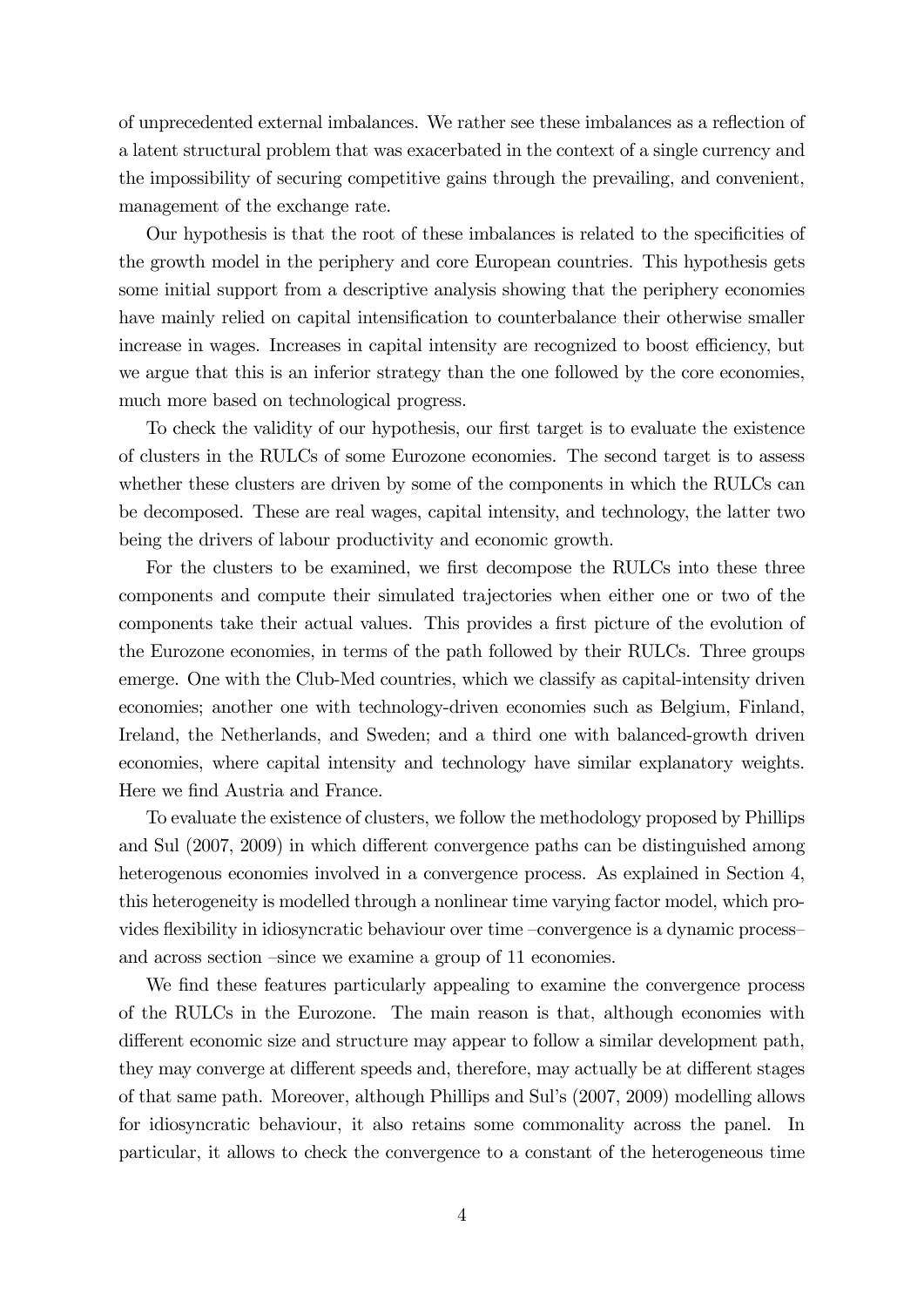of unprecedented external imbalances. We rather see these imbalances as a reflection of a latent structural problem that was exacerbated in the context of a single currency and the impossibility of securing competitive gains through the prevailing, and convenient, management of the exchange rate.

Our hypothesis is that the root of these imbalances is related to the specificities of the growth model in the periphery and core European countries. This hypothesis gets some initial support from a descriptive analysis showing that the periphery economies have mainly relied on capital intensification to counterbalance their otherwise smaller increase in wages. Increases in capital intensity are recognized to boost efficiency, but we argue that this is an inferior strategy than the one followed by the core economies, much more based on technological progress.

To check the validity of our hypothesis, our first target is to evaluate the existence of clusters in the RULCs of some Eurozone economies. The second target is to assess whether these clusters are driven by some of the components in which the RULCs can be decomposed. These are real wages, capital intensity, and technology, the latter two being the drivers of labour productivity and economic growth.

For the clusters to be examined, we first decompose the RULCs into these three components and compute their simulated trajectories when either one or two of the components take their actual values. This provides a first picture of the evolution of the Eurozone economies, in terms of the path followed by their RULCs. Three groups emerge. One with the Club-Med countries, which we classify as capital-intensity driven economies; another one with technology-driven economies such as Belgium, Finland, Ireland, the Netherlands, and Sweden; and a third one with balanced-growth driven economies, where capital intensity and technology have similar explanatory weights. Here we find Austria and France.

To evaluate the existence of clusters, we follow the methodology proposed by Phillips and Sul (2007, 2009) in which different convergence paths can be distinguished among heterogenous economies involved in a convergence process. As explained in Section 4, this heterogeneity is modelled through a nonlinear time varying factor model, which provides flexibility in idiosyncratic behaviour over time –convergence is a dynamic process– and across section –since we examine a group of 11 economies.

We find these features particularly appealing to examine the convergence process of the RULCs in the Eurozone. The main reason is that, although economies with different economic size and structure may appear to follow a similar development path, they may converge at different speeds and, therefore, may actually be at different stages of that same path. Moreover, although Phillips and Sul's (2007, 2009) modelling allows for idiosyncratic behaviour, it also retains some commonality across the panel. In particular, it allows to check the convergence to a constant of the heterogeneous time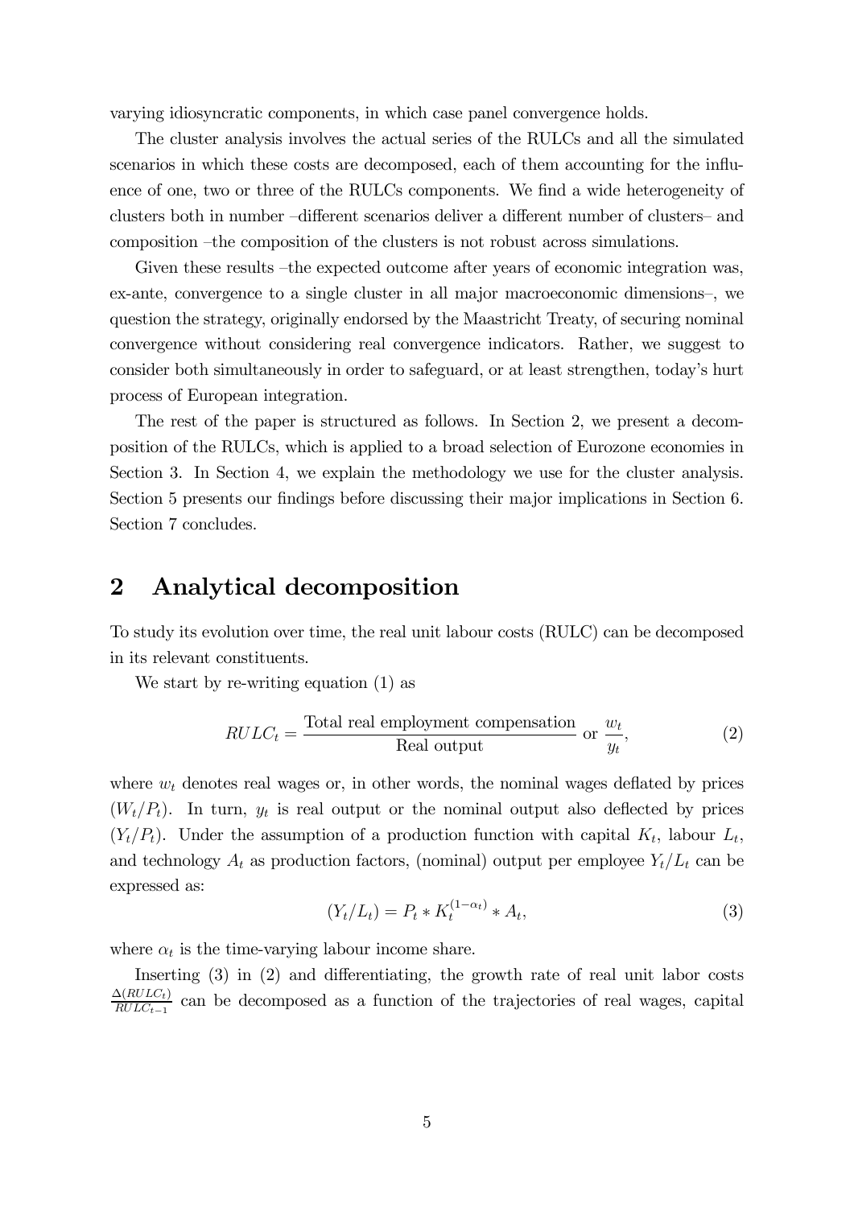varying idiosyncratic components, in which case panel convergence holds.

The cluster analysis involves the actual series of the RULCs and all the simulated scenarios in which these costs are decomposed, each of them accounting for the influence of one, two or three of the RULCs components. We find a wide heterogeneity of clusters both in number –different scenarios deliver a different number of clusters– and composition –the composition of the clusters is not robust across simulations.

Given these results –the expected outcome after years of economic integration was, ex-ante, convergence to a single cluster in all major macroeconomic dimensions–, we question the strategy, originally endorsed by the Maastricht Treaty, of securing nominal convergence without considering real convergence indicators. Rather, we suggest to consider both simultaneously in order to safeguard, or at least strengthen, today's hurt process of European integration.

The rest of the paper is structured as follows. In Section 2, we present a decomposition of the RULCs, which is applied to a broad selection of Eurozone economies in Section 3. In Section 4, we explain the methodology we use for the cluster analysis. Section 5 presents our findings before discussing their major implications in Section 6. Section 7 concludes.

## 2 Analytical decomposition

To study its evolution over time, the real unit labour costs (RULC) can be decomposed in its relevant constituents.

We start by re-writing equation (1) as

$$RULC_t = \frac{\text{Total real employment compensation}}{\text{Real output}} \text{ or } \frac{w_t}{y_t}, \tag{2}$$

where $w_t$ denotes real wages or, in other words, the nominal wages deflated by prices $(W_t/P_t)$. In turn, $y_t$ is real output or the nominal output also deflected by prices $(Y_t/P_t)$. Under the assumption of a production function with capital $K_t$, labour $L_t$, and technology $A_t$ as production factors, (nominal) output per employee $Y_t/L_t$ can be expressed as:

$$(Y_t/L_t) = P_t * K_t^{(1-\alpha_t)} * A_t, \tag{3}$$

where $\alpha_t$ is the time-varying labour income share.

Inserting (3) in (2) and differentiating, the growth rate of real unit labor costs $\frac{\Delta(RULC_t)}{RULC_{t-1}}$ can be decomposed as a function of the trajectories of real wages, capital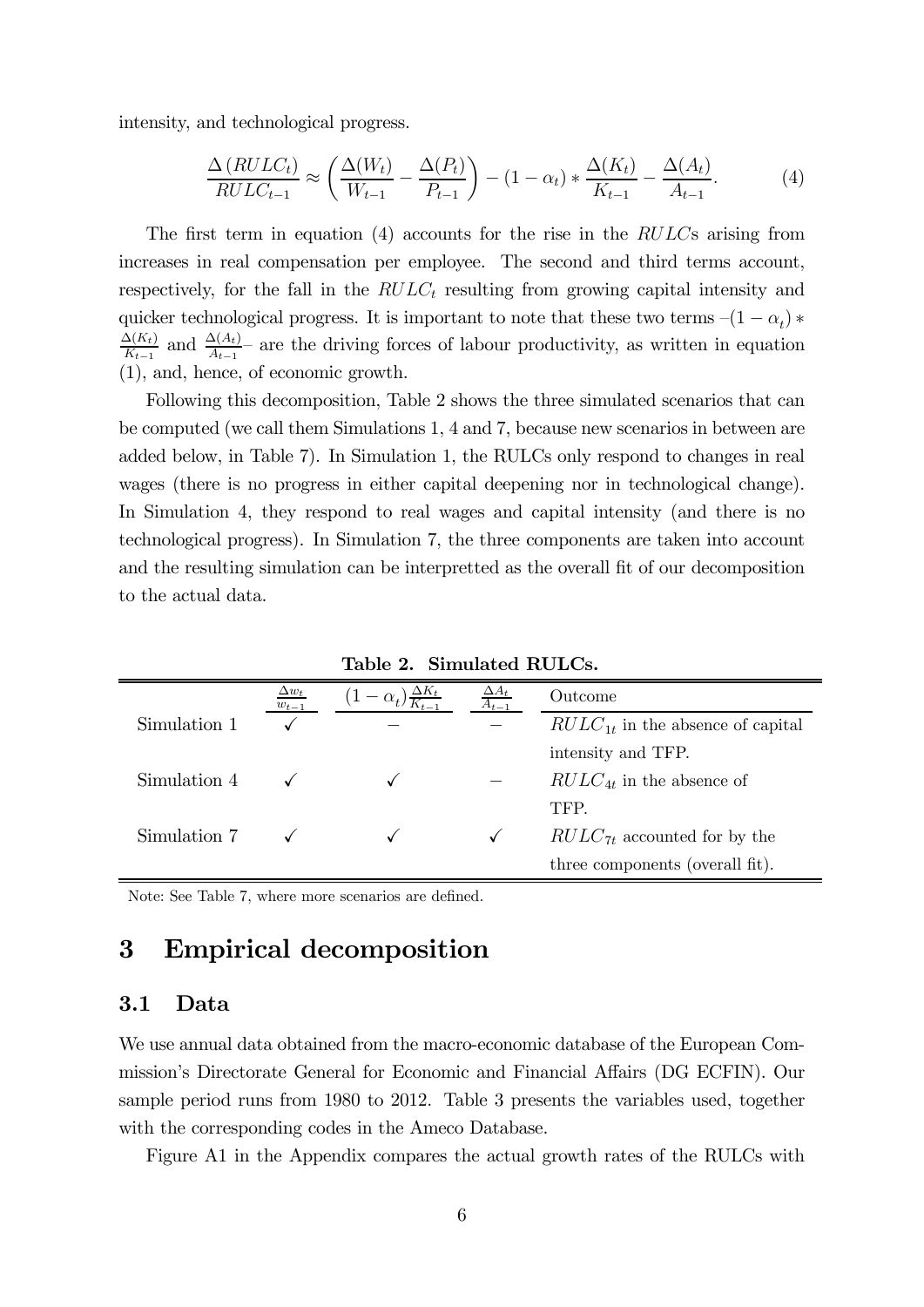intensity, and technological progress.

$$\frac{\Delta(RULC_t)}{RULC_{t-1}} \approx \left(\frac{\Delta(W_t)}{W_{t-1}} - \frac{\Delta(P_t)}{P_{t-1}}\right) - (1-\alpha_t) * \frac{\Delta(K_t)}{K_{t-1}} - \frac{\Delta(A_t)}{A_{t-1}}. \tag{4}$$

The first term in equation (4) accounts for the rise in the $RULC$s arising from increases in real compensation per employee. The second and third terms account, respectively, for the fall in the $RULC_t$ resulting from growing capital intensity and quicker technological progress. It is important to note that these two terms –$(1-\alpha_t) * \frac{\Delta(K_t)}{K_{t-1}}$ and $\frac{\Delta(A_t)}{A_{t-1}}$– are the driving forces of labour productivity, as written in equation (1), and, hence, of economic growth.

Following this decomposition, Table 2 shows the three simulated scenarios that can be computed (we call them Simulations 1, 4 and 7, because new scenarios in between are added below, in Table 7). In Simulation 1, the RULCs only respond to changes in real wages (there is no progress in either capital deepening nor in technological change). In Simulation 4, they respond to real wages and capital intensity (and there is no technological progress). In Simulation 7, the three components are taken into account and the resulting simulation can be interpretted as the overall fit of our decomposition to the actual data.

**Table 2. Simulated RULCs.**

| | $\frac{\Delta w_t}{w_{t-1}}$ | $(1-\alpha_t)\frac{\Delta K_t}{K_{t-1}}$ | $\frac{\Delta A_t}{A_{t-1}}$ | Outcome |
|---|---|---|---|---|
| Simulation 1 | ✓ | – | – | $RULC_{1t}$ in the absence of capital intensity and TFP. |
| Simulation 4 | ✓ | ✓ | – | $RULC_{4t}$ in the absence of TFP. |
| Simulation 7 | ✓ | ✓ | ✓ | $RULC_{7t}$ accounted for by the three components (overall fit). |

Note: See Table 7, where more scenarios are defined.

# 3 Empirical decomposition

## 3.1 Data

We use annual data obtained from the macro-economic database of the European Commission's Directorate General for Economic and Financial Affairs (DG ECFIN). Our sample period runs from 1980 to 2012. Table 3 presents the variables used, together with the corresponding codes in the Ameco Database.

Figure A1 in the Appendix compares the actual growth rates of the RULCs with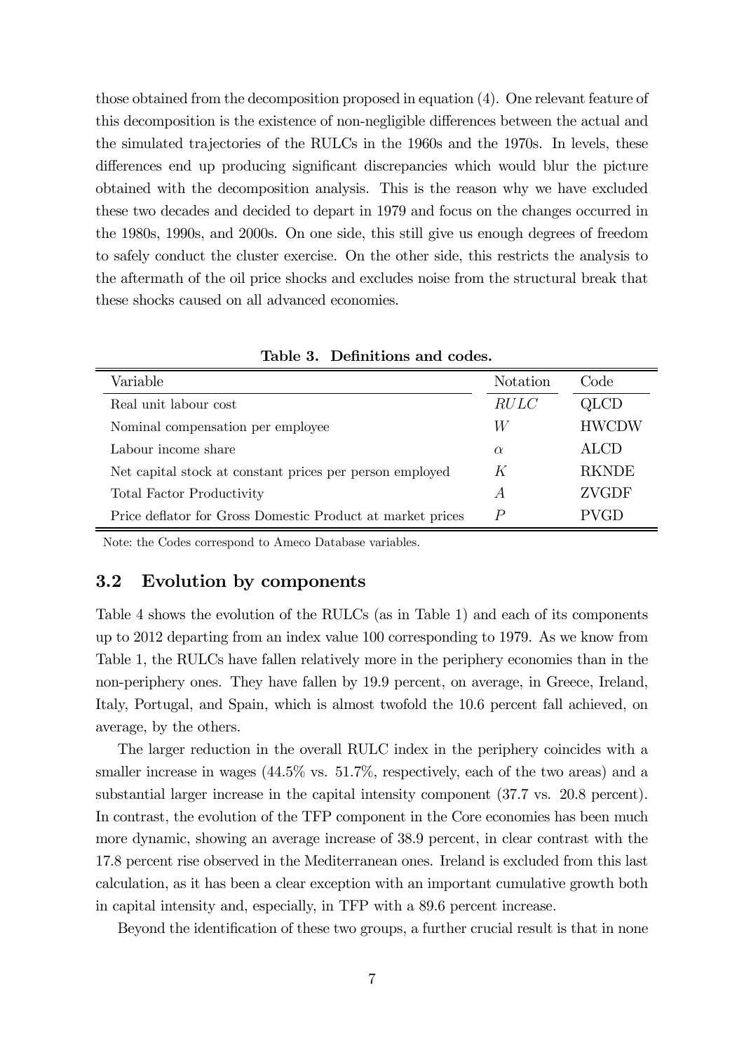those obtained from the decomposition proposed in equation (4). One relevant feature of this decomposition is the existence of non-negligible differences between the actual and the simulated trajectories of the RULCs in the 1960s and the 1970s. In levels, these differences end up producing significant discrepancies which would blur the picture obtained with the decomposition analysis. This is the reason why we have excluded these two decades and decided to depart in 1979 and focus on the changes occurred in the 1980s, 1990s, and 2000s. On one side, this still give us enough degrees of freedom to safely conduct the cluster exercise. On the other side, this restricts the analysis to the aftermath of the oil price shocks and excludes noise from the structural break that these shocks caused on all advanced economies.

**Table 3. Definitions and codes.**

| Variable | Notation | Code |
|---|---|---|
| Real unit labour cost | $RULC$ | QLCD |
| Nominal compensation per employee | $W$ | HWCDW |
| Labour income share | $\alpha$ | ALCD |
| Net capital stock at constant prices per person employed | $K$ | RKNDE |
| Total Factor Productivity | $A$ | ZVGDF |
| Price deflator for Gross Domestic Product at market prices | $P$ | PVGD |

Note: the Codes correspond to Ameco Database variables.

## 3.2 Evolution by components

Table 4 shows the evolution of the RULCs (as in Table 1) and each of its components up to 2012 departing from an index value 100 corresponding to 1979. As we know from Table 1, the RULCs have fallen relatively more in the periphery economies than in the non-periphery ones. They have fallen by 19.9 percent, on average, in Greece, Ireland, Italy, Portugal, and Spain, which is almost twofold the 10.6 percent fall achieved, on average, by the others.

The larger reduction in the overall RULC index in the periphery coincides with a smaller increase in wages (44.5% vs. 51.7%, respectively, each of the two areas) and a substantial larger increase in the capital intensity component (37.7 vs. 20.8 percent). In contrast, the evolution of the TFP component in the Core economies has been much more dynamic, showing an average increase of 38.9 percent, in clear contrast with the 17.8 percent rise observed in the Mediterranean ones. Ireland is excluded from this last calculation, as it has been a clear exception with an important cumulative growth both in capital intensity and, especially, in TFP with a 89.6 percent increase.

Beyond the identification of these two groups, a further crucial result is that in none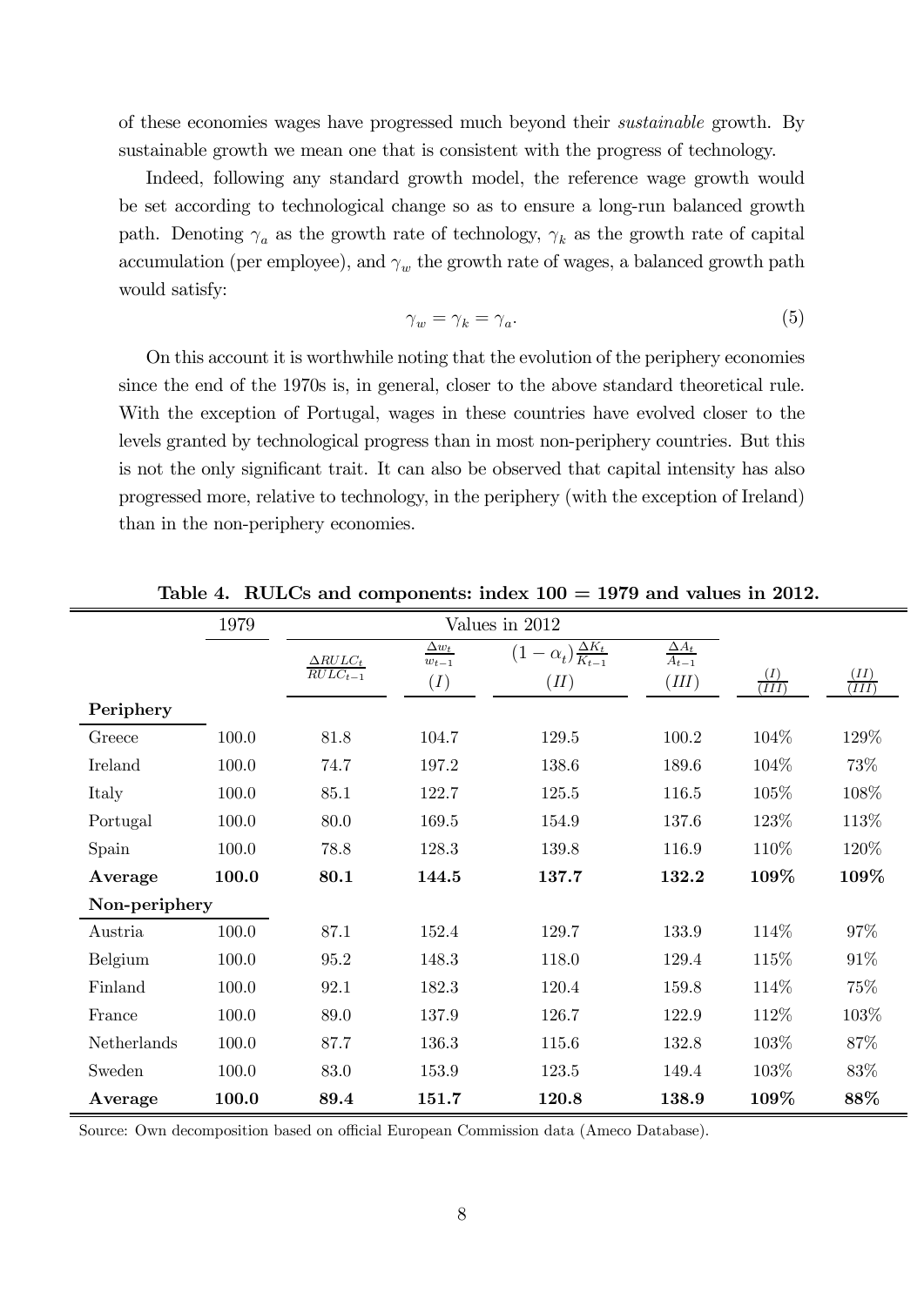of these economies wages have progressed much beyond their *sustainable* growth. By sustainable growth we mean one that is consistent with the progress of technology.

Indeed, following any standard growth model, the reference wage growth would be set according to technological change so as to ensure a long-run balanced growth path. Denoting $\gamma_a$ as the growth rate of technology, $\gamma_k$ as the growth rate of capital accumulation (per employee), and $\gamma_w$ the growth rate of wages, a balanced growth path would satisfy:

$$\gamma_w = \gamma_k = \gamma_a. \tag{5}$$

On this account it is worthwhile noting that the evolution of the periphery economies since the end of the 1970s is, in general, closer to the above standard theoretical rule. With the exception of Portugal, wages in these countries have evolved closer to the levels granted by technological progress than in most non-periphery countries. But this is not the only significant trait. It can also be observed that capital intensity has also progressed more, relative to technology, in the periphery (with the exception of Ireland) than in the non-periphery economies.

**Table 4. RULCs and components: index 100 = 1979 and values in 2012.**

| | 1979 | Values in 2012 | | | | | |
|---|---|---|---|---|---|---|---|
| | | $\frac{\Delta RULC_t}{RULC_{t-1}}$ | $\frac{\Delta w_t}{w_{t-1}}$ $(I)$ | $(1-\alpha_t)\frac{\Delta K_t}{K_{t-1}}$ $(II)$ | $\frac{\Delta A_t}{A_{t-1}}$ $(III)$ | $\frac{(I)}{(III)}$ | $\frac{(II)}{(III)}$ |
| **Periphery** | | | | | | | |
| Greece | 100.0 | 81.8 | 104.7 | 129.5 | 100.2 | 104% | 129% |
| Ireland | 100.0 | 74.7 | 197.2 | 138.6 | 189.6 | 104% | 73% |
| Italy | 100.0 | 85.1 | 122.7 | 125.5 | 116.5 | 105% | 108% |
| Portugal | 100.0 | 80.0 | 169.5 | 154.9 | 137.6 | 123% | 113% |
| Spain | 100.0 | 78.8 | 128.3 | 139.8 | 116.9 | 110% | 120% |
| **Average** | **100.0** | **80.1** | **144.5** | **137.7** | **132.2** | **109%** | **109%** |
| **Non-periphery** | | | | | | | |
| Austria | 100.0 | 87.1 | 152.4 | 129.7 | 133.9 | 114% | 97% |
| Belgium | 100.0 | 95.2 | 148.3 | 118.0 | 129.4 | 115% | 91% |
| Finland | 100.0 | 92.1 | 182.3 | 120.4 | 159.8 | 114% | 75% |
| France | 100.0 | 89.0 | 137.9 | 126.7 | 122.9 | 112% | 103% |
| Netherlands | 100.0 | 87.7 | 136.3 | 115.6 | 132.8 | 103% | 87% |
| Sweden | 100.0 | 83.0 | 153.9 | 123.5 | 149.4 | 103% | 83% |
| **Average** | **100.0** | **89.4** | **151.7** | **120.8** | **138.9** | **109%** | **88%** |

Source: Own decomposition based on official European Commission data (Ameco Database).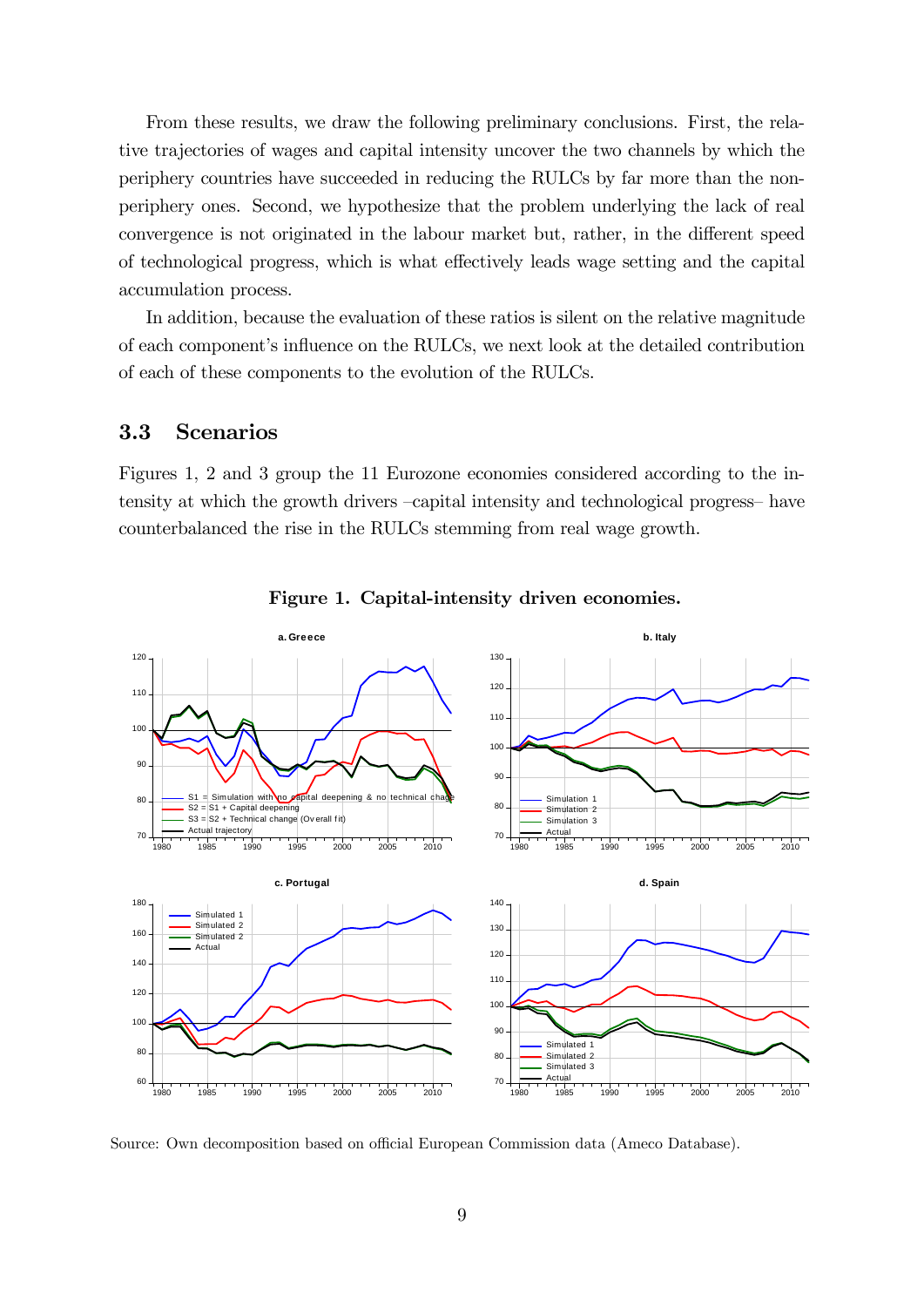From these results, we draw the following preliminary conclusions. First, the relative trajectories of wages and capital intensity uncover the two channels by which the periphery countries have succeeded in reducing the RULCs by far more than the non-periphery ones. Second, we hypothesize that the problem underlying the lack of real convergence is not originated in the labour market but, rather, in the different speed of technological progress, which is what effectively leads wage setting and the capital accumulation process.

In addition, because the evaluation of these ratios is silent on the relative magnitude of each component's influence on the RULCs, we next look at the detailed contribution of each of these components to the evolution of the RULCs.

### 3.3 Scenarios

Figures 1, 2 and 3 group the 11 Eurozone economies considered according to the intensity at which the growth drivers –capital intensity and technological progress– have counterbalanced the rise in the RULCs stemming from real wage growth.

**Figure 1. Capital-intensity driven economies.**

Source: Own decomposition based on official European Commission data (Ameco Database).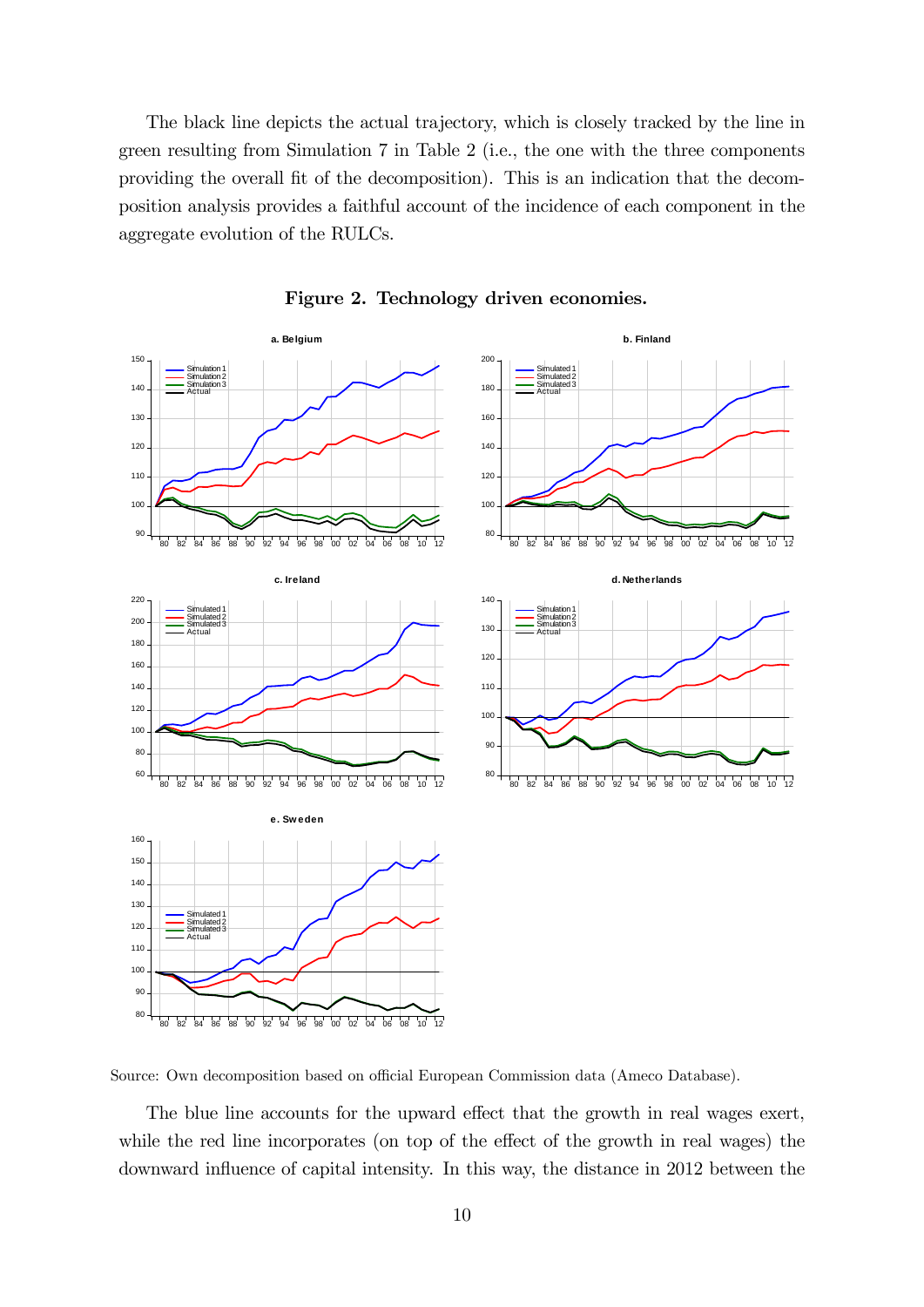The black line depicts the actual trajectory, which is closely tracked by the line in green resulting from Simulation 7 in Table 2 (i.e., the one with the three components providing the overall fit of the decomposition). This is an indication that the decomposition analysis provides a faithful account of the incidence of each component in the aggregate evolution of the RULCs.

**Figure 2. Technology driven economies.**

Source: Own decomposition based on official European Commission data (Ameco Database).

The blue line accounts for the upward effect that the growth in real wages exert, while the red line incorporates (on top of the effect of the growth in real wages) the downward influence of capital intensity. In this way, the distance in 2012 between the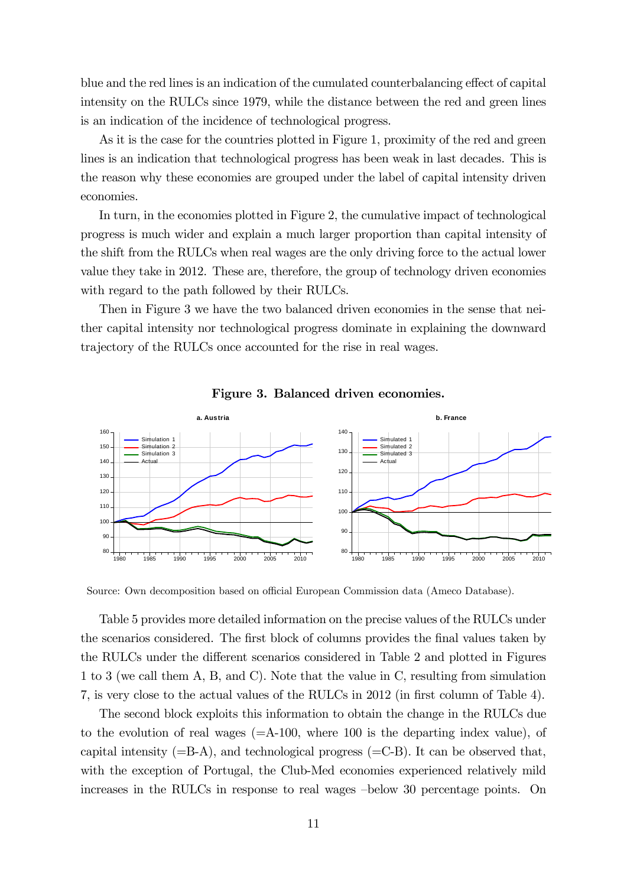blue and the red lines is an indication of the cumulated counterbalancing effect of capital intensity on the RULCs since 1979, while the distance between the red and green lines is an indication of the incidence of technological progress.

As it is the case for the countries plotted in Figure 1, proximity of the red and green lines is an indication that technological progress has been weak in last decades. This is the reason why these economies are grouped under the label of capital intensity driven economies.

In turn, in the economies plotted in Figure 2, the cumulative impact of technological progress is much wider and explain a much larger proportion than capital intensity of the shift from the RULCs when real wages are the only driving force to the actual lower value they take in 2012. These are, therefore, the group of technology driven economies with regard to the path followed by their RULCs.

Then in Figure 3 we have the two balanced driven economies in the sense that neither capital intensity nor technological progress dominate in explaining the downward trajectory of the RULCs once accounted for the rise in real wages.

**Figure 3. Balanced driven economies.**

Source: Own decomposition based on official European Commission data (Ameco Database).

Table 5 provides more detailed information on the precise values of the RULCs under the scenarios considered. The first block of columns provides the final values taken by the RULCs under the different scenarios considered in Table 2 and plotted in Figures 1 to 3 (we call them A, B, and C). Note that the value in C, resulting from simulation 7, is very close to the actual values of the RULCs in 2012 (in first column of Table 4).

The second block exploits this information to obtain the change in the RULCs due to the evolution of real wages (=A-100, where 100 is the departing index value), of capital intensity (=B-A), and technological progress (=C-B). It can be observed that, with the exception of Portugal, the Club-Med economies experienced relatively mild increases in the RULCs in response to real wages –below 30 percentage points. On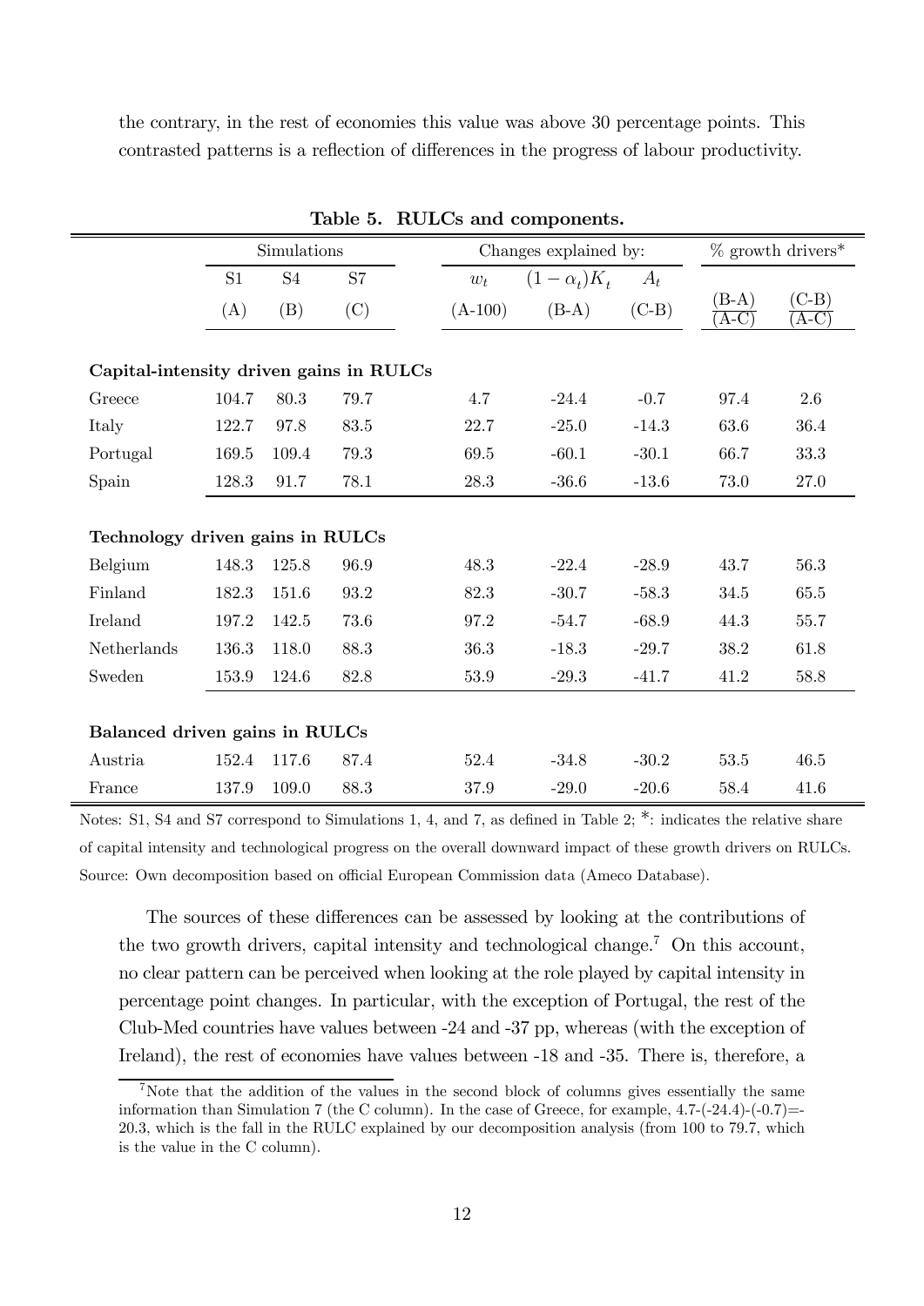the contrary, in the rest of economies this value was above 30 percentage points. This contrasted patterns is a reflection of differences in the progress of labour productivity.

**Table 5. RULCs and components.**

| | Simulations | | | Changes explained by: | | | % growth drivers* | |
|---|---|---|---|---|---|---|---|---|
| | S1 | S4 | S7 | $w_t$ | $(1-\alpha_t)K_t$ | $A_t$ | | |
| | (A) | (B) | (C) | (A-100) | (B-A) | (C-B) | $\frac{(B-A)}{(A-C)}$ | $\frac{(C-B)}{(A-C)}$ |
| **Capital-intensity driven gains in RULCs** | | | | | | | | |
| Greece | 104.7 | 80.3 | 79.7 | 4.7 | -24.4 | -0.7 | 97.4 | 2.6 |
| Italy | 122.7 | 97.8 | 83.5 | 22.7 | -25.0 | -14.3 | 63.6 | 36.4 |
| Portugal | 169.5 | 109.4 | 79.3 | 69.5 | -60.1 | -30.1 | 66.7 | 33.3 |
| Spain | 128.3 | 91.7 | 78.1 | 28.3 | -36.6 | -13.6 | 73.0 | 27.0 |
| **Technology driven gains in RULCs** | | | | | | | | |
| Belgium | 148.3 | 125.8 | 96.9 | 48.3 | -22.4 | -28.9 | 43.7 | 56.3 |
| Finland | 182.3 | 151.6 | 93.2 | 82.3 | -30.7 | -58.3 | 34.5 | 65.5 |
| Ireland | 197.2 | 142.5 | 73.6 | 97.2 | -54.7 | -68.9 | 44.3 | 55.7 |
| Netherlands | 136.3 | 118.0 | 88.3 | 36.3 | -18.3 | -29.7 | 38.2 | 61.8 |
| Sweden | 153.9 | 124.6 | 82.8 | 53.9 | -29.3 | -41.7 | 41.2 | 58.8 |
| **Balanced driven gains in RULCs** | | | | | | | | |
| Austria | 152.4 | 117.6 | 87.4 | 52.4 | -34.8 | -30.2 | 53.5 | 46.5 |
| France | 137.9 | 109.0 | 88.3 | 37.9 | -29.0 | -20.6 | 58.4 | 41.6 |

Notes: S1, S4 and S7 correspond to Simulations 1, 4, and 7, as defined in Table 2; *: indicates the relative share of capital intensity and technological progress on the overall downward impact of these growth drivers on RULCs. Source: Own decomposition based on official European Commission data (Ameco Database).

The sources of these differences can be assessed by looking at the contributions of the two growth drivers, capital intensity and technological change.[7] On this account, no clear pattern can be perceived when looking at the role played by capital intensity in percentage point changes. In particular, with the exception of Portugal, the rest of the Club-Med countries have values between -24 and -37 pp, whereas (with the exception of Ireland), the rest of economies have values between -18 and -35. There is, therefore, a

[7] Note that the addition of the values in the second block of columns gives essentially the same information than Simulation 7 (the C column). In the case of Greece, for example, 4.7-(-24.4)-(-0.7)=-20.3, which is the fall in the RULC explained by our decomposition analysis (from 100 to 79.7, which is the value in the C column).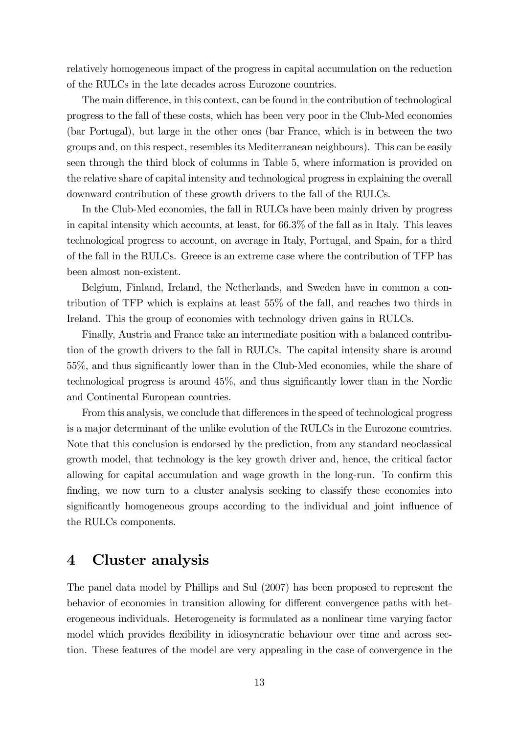relatively homogeneous impact of the progress in capital accumulation on the reduction of the RULCs in the late decades across Eurozone countries.

The main difference, in this context, can be found in the contribution of technological progress to the fall of these costs, which has been very poor in the Club-Med economies (bar Portugal), but large in the other ones (bar France, which is in between the two groups and, on this respect, resembles its Mediterranean neighbours). This can be easily seen through the third block of columns in Table 5, where information is provided on the relative share of capital intensity and technological progress in explaining the overall downward contribution of these growth drivers to the fall of the RULCs.

In the Club-Med economies, the fall in RULCs have been mainly driven by progress in capital intensity which accounts, at least, for 66.3% of the fall as in Italy. This leaves technological progress to account, on average in Italy, Portugal, and Spain, for a third of the fall in the RULCs. Greece is an extreme case where the contribution of TFP has been almost non-existent.

Belgium, Finland, Ireland, the Netherlands, and Sweden have in common a contribution of TFP which is explains at least 55% of the fall, and reaches two thirds in Ireland. This the group of economies with technology driven gains in RULCs.

Finally, Austria and France take an intermediate position with a balanced contribution of the growth drivers to the fall in RULCs. The capital intensity share is around 55%, and thus significantly lower than in the Club-Med economies, while the share of technological progress is around 45%, and thus significantly lower than in the Nordic and Continental European countries.

From this analysis, we conclude that differences in the speed of technological progress is a major determinant of the unlike evolution of the RULCs in the Eurozone countries. Note that this conclusion is endorsed by the prediction, from any standard neoclassical growth model, that technology is the key growth driver and, hence, the critical factor allowing for capital accumulation and wage growth in the long-run. To confirm this finding, we now turn to a cluster analysis seeking to classify these economies into significantly homogeneous groups according to the individual and joint influence of the RULCs components.

# 4 Cluster analysis

The panel data model by Phillips and Sul (2007) has been proposed to represent the behavior of economies in transition allowing for different convergence paths with heterogeneous individuals. Heterogeneity is formulated as a nonlinear time varying factor model which provides flexibility in idiosyncratic behaviour over time and across section. These features of the model are very appealing in the case of convergence in the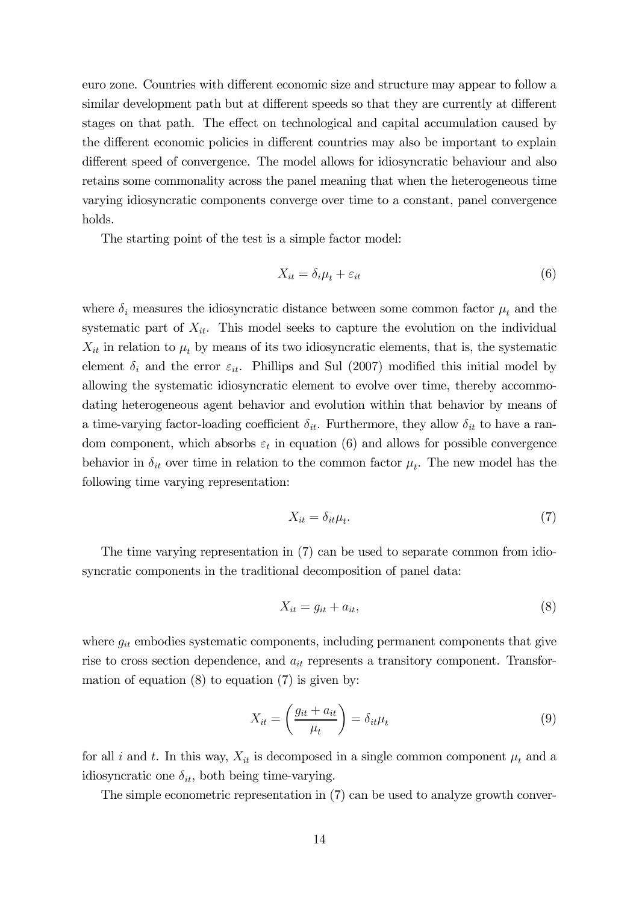euro zone. Countries with different economic size and structure may appear to follow a similar development path but at different speeds so that they are currently at different stages on that path. The effect on technological and capital accumulation caused by the different economic policies in different countries may also be important to explain different speed of convergence. The model allows for idiosyncratic behaviour and also retains some commonality across the panel meaning that when the heterogeneous time varying idiosyncratic components converge over time to a constant, panel convergence holds.

The starting point of the test is a simple factor model:

$$X_{it} = \delta_i \mu_t + \varepsilon_{it} \tag{6}$$

where $\delta_i$ measures the idiosyncratic distance between some common factor $\mu_t$ and the systematic part of $X_{it}$. This model seeks to capture the evolution on the individual $X_{it}$ in relation to $\mu_t$ by means of its two idiosyncratic elements, that is, the systematic element $\delta_i$ and the error $\varepsilon_{it}$. Phillips and Sul (2007) modified this initial model by allowing the systematic idiosyncratic element to evolve over time, thereby accommodating heterogeneous agent behavior and evolution within that behavior by means of a time-varying factor-loading coefficient $\delta_{it}$. Furthermore, they allow $\delta_{it}$ to have a random component, which absorbs $\varepsilon_t$ in equation (6) and allows for possible convergence behavior in $\delta_{it}$ over time in relation to the common factor $\mu_t$. The new model has the following time varying representation:

$$X_{it} = \delta_{it} \mu_t. \tag{7}$$

The time varying representation in (7) can be used to separate common from idiosyncratic components in the traditional decomposition of panel data:

$$X_{it} = g_{it} + a_{it}, \tag{8}$$

where $g_{it}$ embodies systematic components, including permanent components that give rise to cross section dependence, and $a_{it}$ represents a transitory component. Transformation of equation (8) to equation (7) is given by:

$$X_{it} = \left( \frac{g_{it} + a_{it}}{\mu_t} \right) = \delta_{it} \mu_t \tag{9}$$

for all $i$ and $t$. In this way, $X_{it}$ is decomposed in a single common component $\mu_t$ and a idiosyncratic one $\delta_{it}$, both being time-varying.

The simple econometric representation in (7) can be used to analyze growth conver-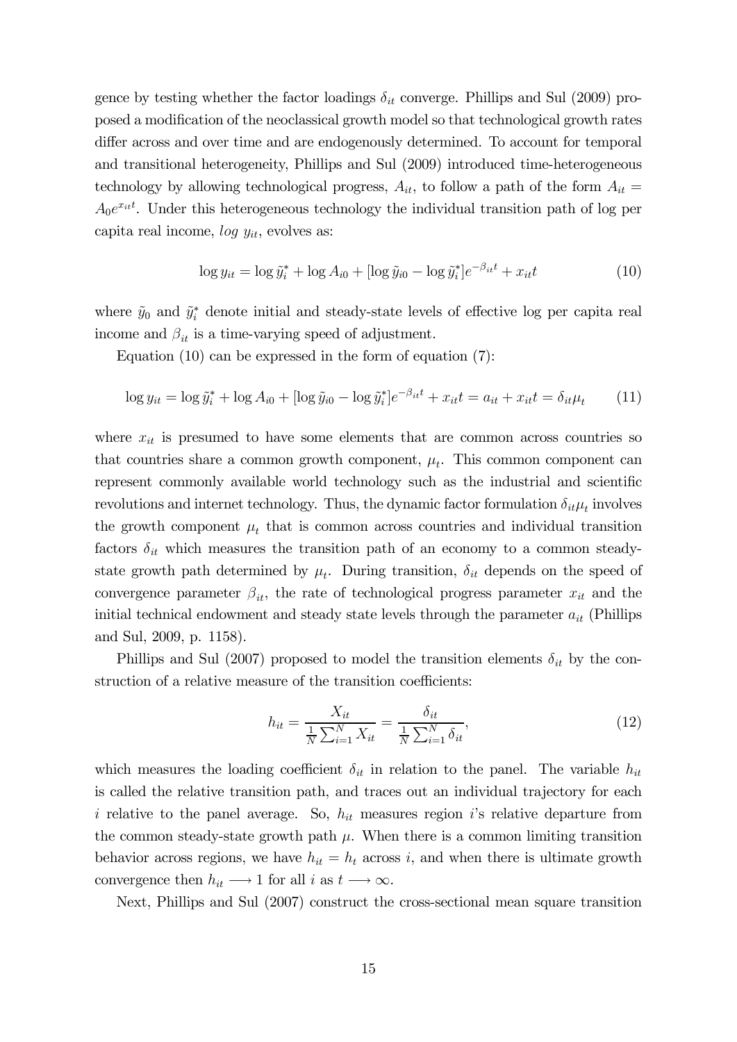gence by testing whether the factor loadings $\delta_{it}$ converge. Phillips and Sul (2009) proposed a modification of the neoclassical growth model so that technological growth rates differ across and over time and are endogenously determined. To account for temporal and transitional heterogeneity, Phillips and Sul (2009) introduced time-heterogeneous technology by allowing technological progress, $A_{it}$, to follow a path of the form $A_{it} = A_0 e^{x_{it}t}$. Under this heterogeneous technology the individual transition path of log per capita real income, $log\ y_{it}$, evolves as:

$$\log y_{it} = \log \tilde{y}_i^* + \log A_{i0} + [\log \tilde{y}_{i0} - \log \tilde{y}_i^*]e^{-\beta_{it}t} + x_{it}t \tag{10}$$

where $\tilde{y}_0$ and $\tilde{y}_i^*$ denote initial and steady-state levels of effective log per capita real income and $\beta_{it}$ is a time-varying speed of adjustment.

Equation (10) can be expressed in the form of equation (7):

$$\log y_{it} = \log \tilde{y}_i^* + \log A_{i0} + [\log \tilde{y}_{i0} - \log \tilde{y}_i^*]e^{-\beta_{it}t} + x_{it}t = a_{it} + x_{it}t = \delta_{it}\mu_t \tag{11}$$

where $x_{it}$ is presumed to have some elements that are common across countries so that countries share a common growth component, $\mu_t$. This common component can represent commonly available world technology such as the industrial and scientific revolutions and internet technology. Thus, the dynamic factor formulation $\delta_{it}\mu_t$ involves the growth component $\mu_t$ that is common across countries and individual transition factors $\delta_{it}$ which measures the transition path of an economy to a common steady-state growth path determined by $\mu_t$. During transition, $\delta_{it}$ depends on the speed of convergence parameter $\beta_{it}$, the rate of technological progress parameter $x_{it}$ and the initial technical endowment and steady state levels through the parameter $a_{it}$ (Phillips and Sul, 2009, p. 1158).

Phillips and Sul (2007) proposed to model the transition elements $\delta_{it}$ by the construction of a relative measure of the transition coefficients:

$$h_{it} = \frac{X_{it}}{\frac{1}{N}\sum_{i=1}^{N} X_{it}} = \frac{\delta_{it}}{\frac{1}{N}\sum_{i=1}^{N} \delta_{it}}, \tag{12}$$

which measures the loading coefficient $\delta_{it}$ in relation to the panel. The variable $h_{it}$ is called the relative transition path, and traces out an individual trajectory for each $i$ relative to the panel average. So, $h_{it}$ measures region $i$'s relative departure from the common steady-state growth path $\mu$. When there is a common limiting transition behavior across regions, we have $h_{it} = h_t$ across $i$, and when there is ultimate growth convergence then $h_{it} \longrightarrow 1$ for all $i$ as $t \longrightarrow \infty$.

Next, Phillips and Sul (2007) construct the cross-sectional mean square transition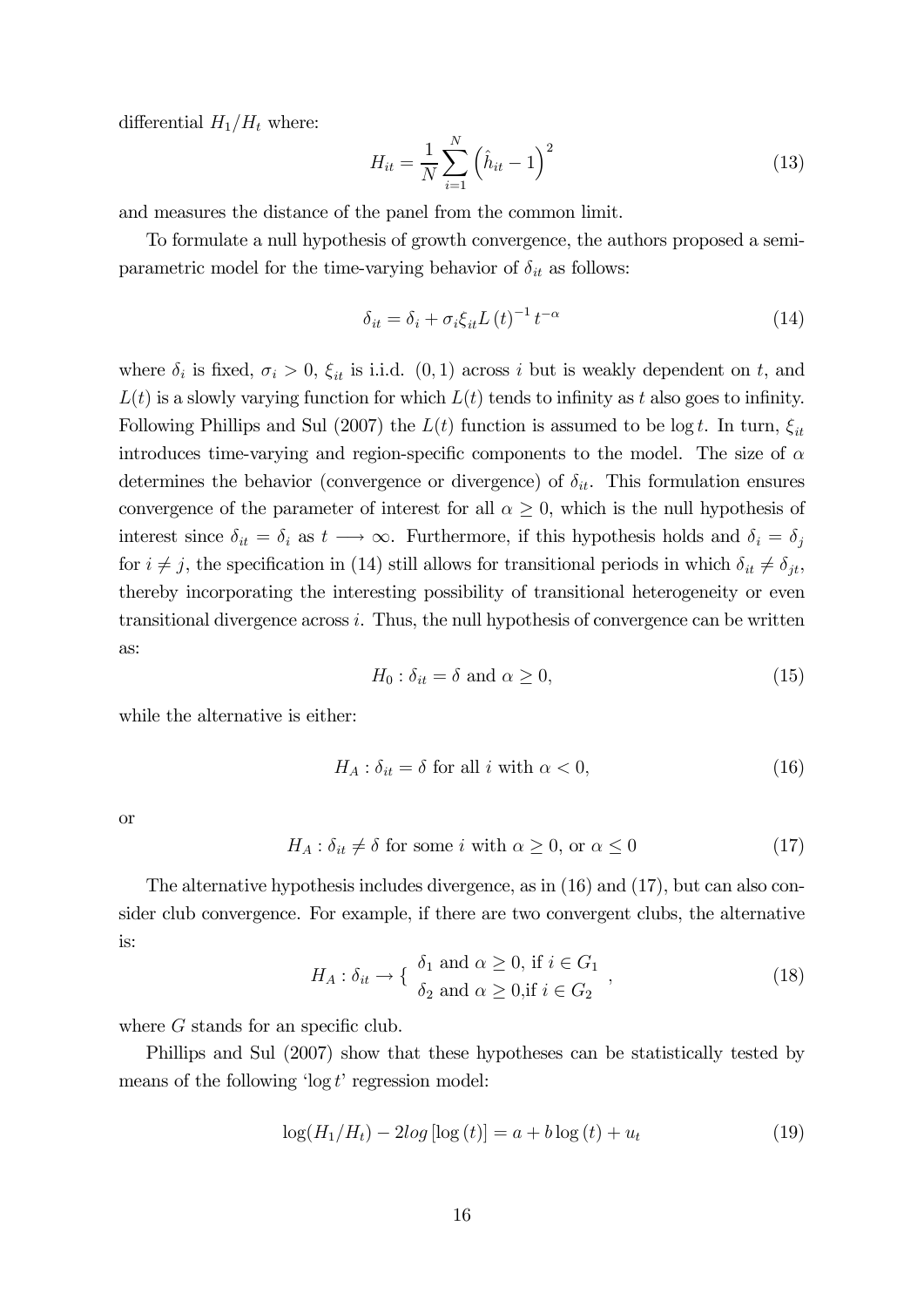differential $H_1/H_t$ where:

$$H_{it} = \frac{1}{N}\sum_{i=1}^{N}\left(\hat{h}_{it} - 1\right)^2 \tag{13}$$

and measures the distance of the panel from the common limit.

To formulate a null hypothesis of growth convergence, the authors proposed a semi-parametric model for the time-varying behavior of $\delta_{it}$ as follows:

$$\delta_{it} = \delta_i + \sigma_i \xi_{it} L(t)^{-1} t^{-\alpha} \tag{14}$$

where $\delta_i$ is fixed, $\sigma_i > 0$, $\xi_{it}$ is i.i.d. $(0,1)$ across $i$ but is weakly dependent on $t$, and $L(t)$ is a slowly varying function for which $L(t)$ tends to infinity as $t$ also goes to infinity. Following Phillips and Sul (2007) the $L(t)$ function is assumed to be $\log t$. In turn, $\xi_{it}$ introduces time-varying and region-specific components to the model. The size of $\alpha$ determines the behavior (convergence or divergence) of $\delta_{it}$. This formulation ensures convergence of the parameter of interest for all $\alpha \geq 0$, which is the null hypothesis of interest since $\delta_{it} = \delta_i$ as $t \longrightarrow \infty$. Furthermore, if this hypothesis holds and $\delta_i = \delta_j$ for $i \neq j$, the specification in (14) still allows for transitional periods in which $\delta_{it} \neq \delta_{jt}$, thereby incorporating the interesting possibility of transitional heterogeneity or even transitional divergence across $i$. Thus, the null hypothesis of convergence can be written as:

$$H_0 : \delta_{it} = \delta \text{ and } \alpha \geq 0, \tag{15}$$

while the alternative is either:

$$H_A : \delta_{it} = \delta \text{ for all } i \text{ with } \alpha < 0, \tag{16}$$

or

$$H_A : \delta_{it} \neq \delta \text{ for some } i \text{ with } \alpha \geq 0, \text{ or } \alpha \leq 0 \tag{17}$$

The alternative hypothesis includes divergence, as in (16) and (17), but can also consider club convergence. For example, if there are two convergent clubs, the alternative is:

$$H_A : \delta_{it} \rightarrow \left\{ \begin{array}{l} \delta_1 \text{ and } \alpha \geq 0, \text{ if } i \in G_1 \\ \delta_2 \text{ and } \alpha \geq 0, \text{if } i \in G_2 \end{array} \right. , \tag{18}$$

where $G$ stands for an specific club.

Phillips and Sul (2007) show that these hypotheses can be statistically tested by means of the following '$\log t$' regression model:

$$\log(H_1/H_t) - 2log\left[\log(t)\right] = a + b\log(t) + u_t \tag{19}$$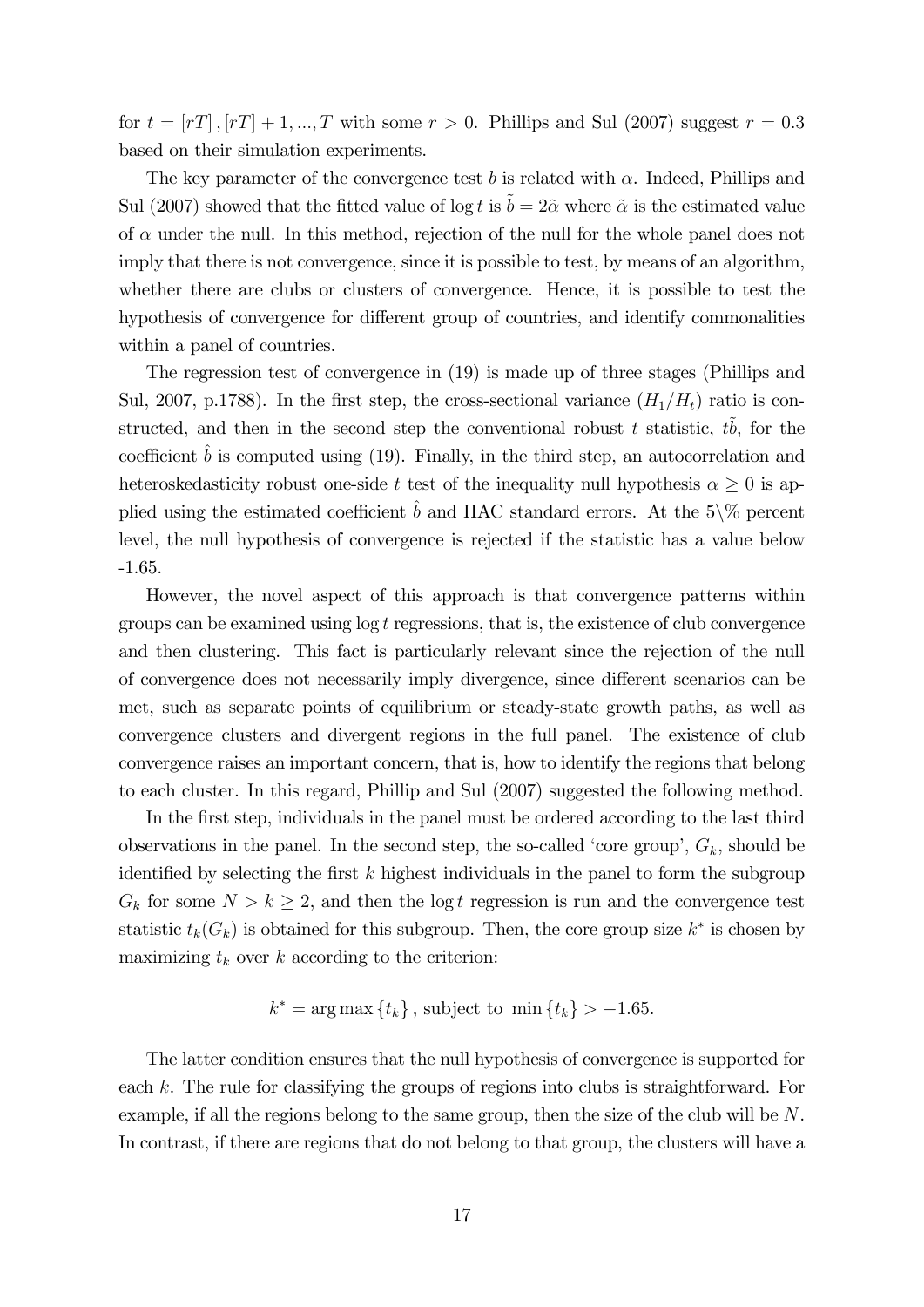for $t = [rT], [rT]+1, ..., T$ with some $r > 0$. Phillips and Sul (2007) suggest $r = 0.3$ based on their simulation experiments.

The key parameter of the convergence test $b$ is related with $\alpha$. Indeed, Phillips and Sul (2007) showed that the fitted value of $\log t$ is $\tilde{b} = 2\tilde{\alpha}$ where $\tilde{\alpha}$ is the estimated value of $\alpha$ under the null. In this method, rejection of the null for the whole panel does not imply that there is not convergence, since it is possible to test, by means of an algorithm, whether there are clubs or clusters of convergence. Hence, it is possible to test the hypothesis of convergence for different group of countries, and identify commonalities within a panel of countries.

The regression test of convergence in (19) is made up of three stages (Phillips and Sul, 2007, p.1788). In the first step, the cross-sectional variance ($H_1/H_t$) ratio is constructed, and then in the second step the conventional robust $t$ statistic, $t\tilde{b}$, for the coefficient $\hat{b}$ is computed using (19). Finally, in the third step, an autocorrelation and heteroskedasticity robust one-side $t$ test of the inequality null hypothesis $\alpha \geq 0$ is applied using the estimated coefficient $\hat{b}$ and HAC standard errors. At the 5\% percent level, the null hypothesis of convergence is rejected if the statistic has a value below -1.65.

However, the novel aspect of this approach is that convergence patterns within groups can be examined using $\log t$ regressions, that is, the existence of club convergence and then clustering. This fact is particularly relevant since the rejection of the null of convergence does not necessarily imply divergence, since different scenarios can be met, such as separate points of equilibrium or steady-state growth paths, as well as convergence clusters and divergent regions in the full panel. The existence of club convergence raises an important concern, that is, how to identify the regions that belong to each cluster. In this regard, Phillip and Sul (2007) suggested the following method.

In the first step, individuals in the panel must be ordered according to the last third observations in the panel. In the second step, the so-called 'core group', $G_k$, should be identified by selecting the first $k$ highest individuals in the panel to form the subgroup $G_k$ for some $N > k \geq 2$, and then the $\log t$ regression is run and the convergence test statistic $t_k(G_k)$ is obtained for this subgroup. Then, the core group size $k^*$ is chosen by maximizing $t_k$ over $k$ according to the criterion:

$$k^* = \arg\max \{t_k\}, \text{ subject to } \min \{t_k\} > -1.65.$$

The latter condition ensures that the null hypothesis of convergence is supported for each $k$. The rule for classifying the groups of regions into clubs is straightforward. For example, if all the regions belong to the same group, then the size of the club will be $N$. In contrast, if there are regions that do not belong to that group, the clusters will have a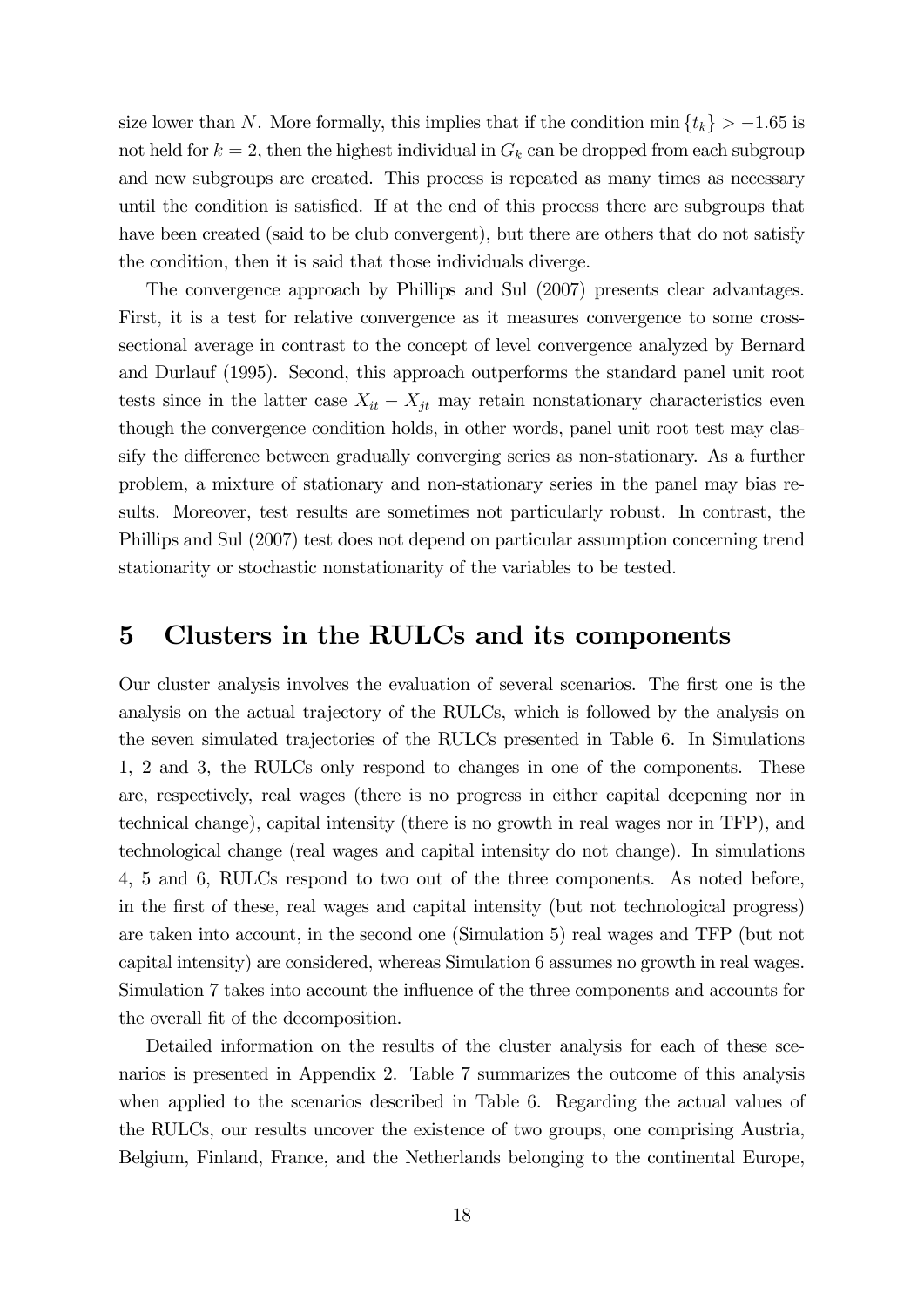size lower than $N$. More formally, this implies that if the condition $\min\{t_k\} > -1.65$ is not held for $k = 2$, then the highest individual in $G_k$ can be dropped from each subgroup and new subgroups are created. This process is repeated as many times as necessary until the condition is satisfied. If at the end of this process there are subgroups that have been created (said to be club convergent), but there are others that do not satisfy the condition, then it is said that those individuals diverge.

The convergence approach by Phillips and Sul (2007) presents clear advantages. First, it is a test for relative convergence as it measures convergence to some cross-sectional average in contrast to the concept of level convergence analyzed by Bernard and Durlauf (1995). Second, this approach outperforms the standard panel unit root tests since in the latter case $X_{it} - X_{jt}$ may retain nonstationary characteristics even though the convergence condition holds, in other words, panel unit root test may classify the difference between gradually converging series as non-stationary. As a further problem, a mixture of stationary and non-stationary series in the panel may bias results. Moreover, test results are sometimes not particularly robust. In contrast, the Phillips and Sul (2007) test does not depend on particular assumption concerning trend stationarity or stochastic nonstationarity of the variables to be tested.

# 5 Clusters in the RULCs and its components

Our cluster analysis involves the evaluation of several scenarios. The first one is the analysis on the actual trajectory of the RULCs, which is followed by the analysis on the seven simulated trajectories of the RULCs presented in Table 6. In Simulations 1, 2 and 3, the RULCs only respond to changes in one of the components. These are, respectively, real wages (there is no progress in either capital deepening nor in technical change), capital intensity (there is no growth in real wages nor in TFP), and technological change (real wages and capital intensity do not change). In simulations 4, 5 and 6, RULCs respond to two out of the three components. As noted before, in the first of these, real wages and capital intensity (but not technological progress) are taken into account, in the second one (Simulation 5) real wages and TFP (but not capital intensity) are considered, whereas Simulation 6 assumes no growth in real wages. Simulation 7 takes into account the influence of the three components and accounts for the overall fit of the decomposition.

Detailed information on the results of the cluster analysis for each of these scenarios is presented in Appendix 2. Table 7 summarizes the outcome of this analysis when applied to the scenarios described in Table 6. Regarding the actual values of the RULCs, our results uncover the existence of two groups, one comprising Austria, Belgium, Finland, France, and the Netherlands belonging to the continental Europe,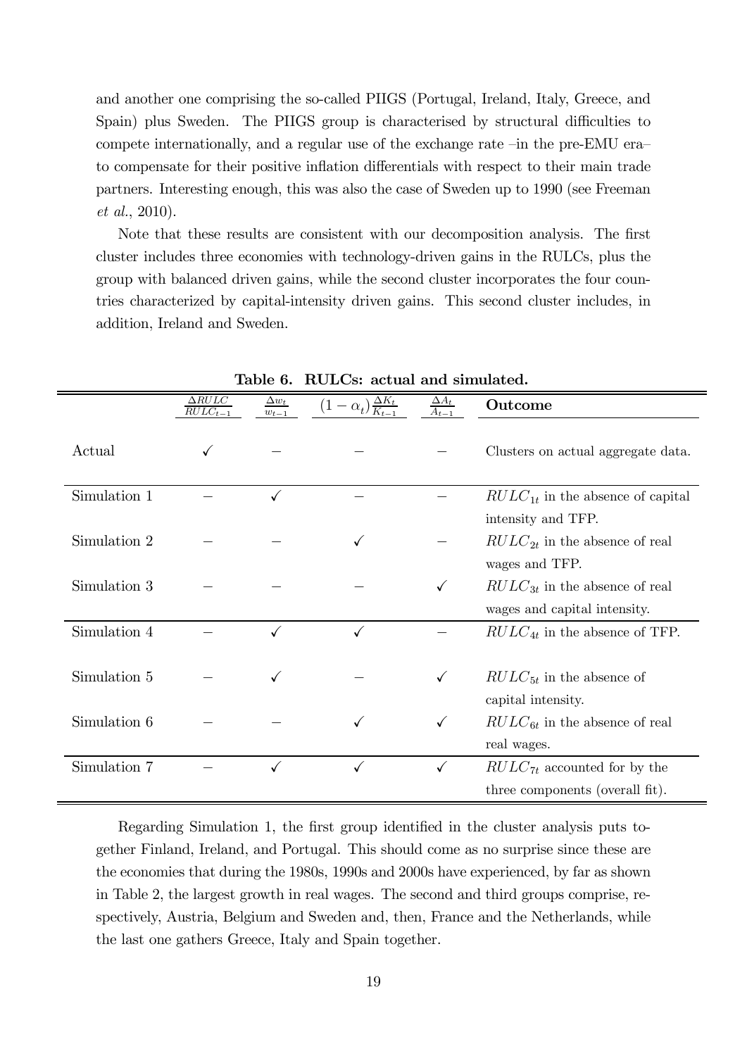and another one comprising the so-called PIIGS (Portugal, Ireland, Italy, Greece, and Spain) plus Sweden. The PIIGS group is characterised by structural difficulties to compete internationally, and a regular use of the exchange rate –in the pre-EMU era– to compensate for their positive inflation differentials with respect to their main trade partners. Interesting enough, this was also the case of Sweden up to 1990 (see Freeman *et al.*, 2010).

Note that these results are consistent with our decomposition analysis. The first cluster includes three economies with technology-driven gains in the RULCs, plus the group with balanced driven gains, while the second cluster incorporates the four countries characterized by capital-intensity driven gains. This second cluster includes, in addition, Ireland and Sweden.

**Table 6. RULCs: actual and simulated.**

| | $\frac{\Delta RULC}{RULC_{t-1}}$ | $\frac{\Delta w_t}{w_{t-1}}$ | $(1-\alpha_t)\frac{\Delta K_t}{K_{t-1}}$ | $\frac{\Delta A_t}{A_{t-1}}$ | **Outcome** |
|---|---|---|---|---|---|
| Actual | ✓ | – | – | – | Clusters on actual aggregate data. |
| Simulation 1 | – | ✓ | – | – | $RULC_{1t}$ in the absence of capital intensity and TFP. |
| Simulation 2 | – | – | ✓ | – | $RULC_{2t}$ in the absence of real wages and TFP. |
| Simulation 3 | – | – | – | ✓ | $RULC_{3t}$ in the absence of real wages and capital intensity. |
| Simulation 4 | – | ✓ | ✓ | – | $RULC_{4t}$ in the absence of TFP. |
| Simulation 5 | – | ✓ | – | ✓ | $RULC_{5t}$ in the absence of capital intensity. |
| Simulation 6 | – | – | ✓ | ✓ | $RULC_{6t}$ in the absence of real real wages. |
| Simulation 7 | – | ✓ | ✓ | ✓ | $RULC_{7t}$ accounted for by the three components (overall fit). |

Regarding Simulation 1, the first group identified in the cluster analysis puts together Finland, Ireland, and Portugal. This should come as no surprise since these are the economies that during the 1980s, 1990s and 2000s have experienced, by far as shown in Table 2, the largest growth in real wages. The second and third groups comprise, respectively, Austria, Belgium and Sweden and, then, France and the Netherlands, while the last one gathers Greece, Italy and Spain together.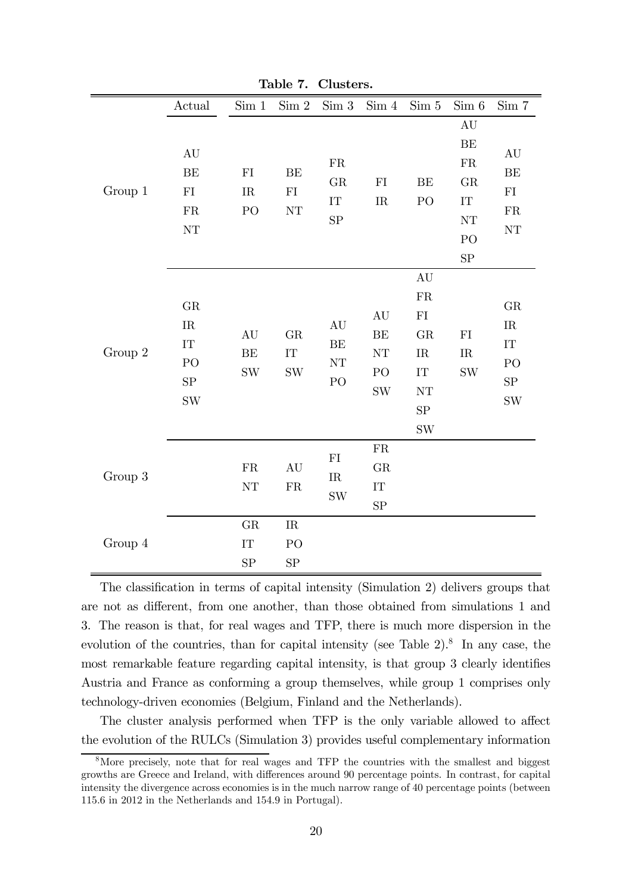**Table 7. Clusters.**

| | Actual | Sim 1 | Sim 2 | Sim 3 | Sim 4 | Sim 5 | Sim 6 | Sim 7 |
|---|---|---|---|---|---|---|---|---|
| Group 1 | AU BE FI FR NT | FI IR PO | BE FI NT | FR GR IT SP | FI IR | BE PO | AU BE FR GR IT NT PO SP | AU BE FI FR NT |
| Group 2 | GR IR IT PO SP SW | AU BE SW | GR IT SW | AU BE NT PO | AU BE NT PO SW | AU FR FI GR IR IT NT SP SW | FI IR SW | GR IR IT PO SP SW |
| Group 3 | | FR NT | AU FR | FI IR SW | FR GR IT SP | | | |
| Group 4 | | GR IT SP | IR PO SP | | | | | |

The classification in terms of capital intensity (Simulation 2) delivers groups that are not as different, from one another, than those obtained from simulations 1 and 3. The reason is that, for real wages and TFP, there is much more dispersion in the evolution of the countries, than for capital intensity (see Table 2).[8] In any case, the most remarkable feature regarding capital intensity, is that group 3 clearly identifies Austria and France as conforming a group themselves, while group 1 comprises only technology-driven economies (Belgium, Finland and the Netherlands).

The cluster analysis performed when TFP is the only variable allowed to affect the evolution of the RULCs (Simulation 3) provides useful complementary information

[8] More precisely, note that for real wages and TFP the countries with the smallest and biggest growths are Greece and Ireland, with differences around 90 percentage points. In contrast, for capital intensity the divergence across economies is in the much narrow range of 40 percentage points (between 115.6 in 2012 in the Netherlands and 154.9 in Portugal).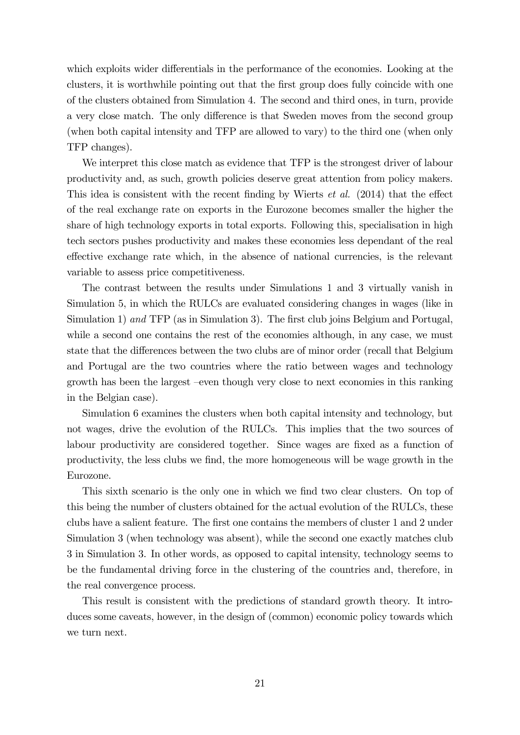which exploits wider differentials in the performance of the economies. Looking at the clusters, it is worthwhile pointing out that the first group does fully coincide with one of the clusters obtained from Simulation 4. The second and third ones, in turn, provide a very close match. The only difference is that Sweden moves from the second group (when both capital intensity and TFP are allowed to vary) to the third one (when only TFP changes).

We interpret this close match as evidence that TFP is the strongest driver of labour productivity and, as such, growth policies deserve great attention from policy makers. This idea is consistent with the recent finding by Wierts *et al.* (2014) that the effect of the real exchange rate on exports in the Eurozone becomes smaller the higher the share of high technology exports in total exports. Following this, specialisation in high tech sectors pushes productivity and makes these economies less dependant of the real effective exchange rate which, in the absence of national currencies, is the relevant variable to assess price competitiveness.

The contrast between the results under Simulations 1 and 3 virtually vanish in Simulation 5, in which the RULCs are evaluated considering changes in wages (like in Simulation 1) *and* TFP (as in Simulation 3). The first club joins Belgium and Portugal, while a second one contains the rest of the economies although, in any case, we must state that the differences between the two clubs are of minor order (recall that Belgium and Portugal are the two countries where the ratio between wages and technology growth has been the largest –even though very close to next economies in this ranking in the Belgian case).

Simulation 6 examines the clusters when both capital intensity and technology, but not wages, drive the evolution of the RULCs. This implies that the two sources of labour productivity are considered together. Since wages are fixed as a function of productivity, the less clubs we find, the more homogeneous will be wage growth in the Eurozone.

This sixth scenario is the only one in which we find two clear clusters. On top of this being the number of clusters obtained for the actual evolution of the RULCs, these clubs have a salient feature. The first one contains the members of cluster 1 and 2 under Simulation 3 (when technology was absent), while the second one exactly matches club 3 in Simulation 3. In other words, as opposed to capital intensity, technology seems to be the fundamental driving force in the clustering of the countries and, therefore, in the real convergence process.

This result is consistent with the predictions of standard growth theory. It introduces some caveats, however, in the design of (common) economic policy towards which we turn next.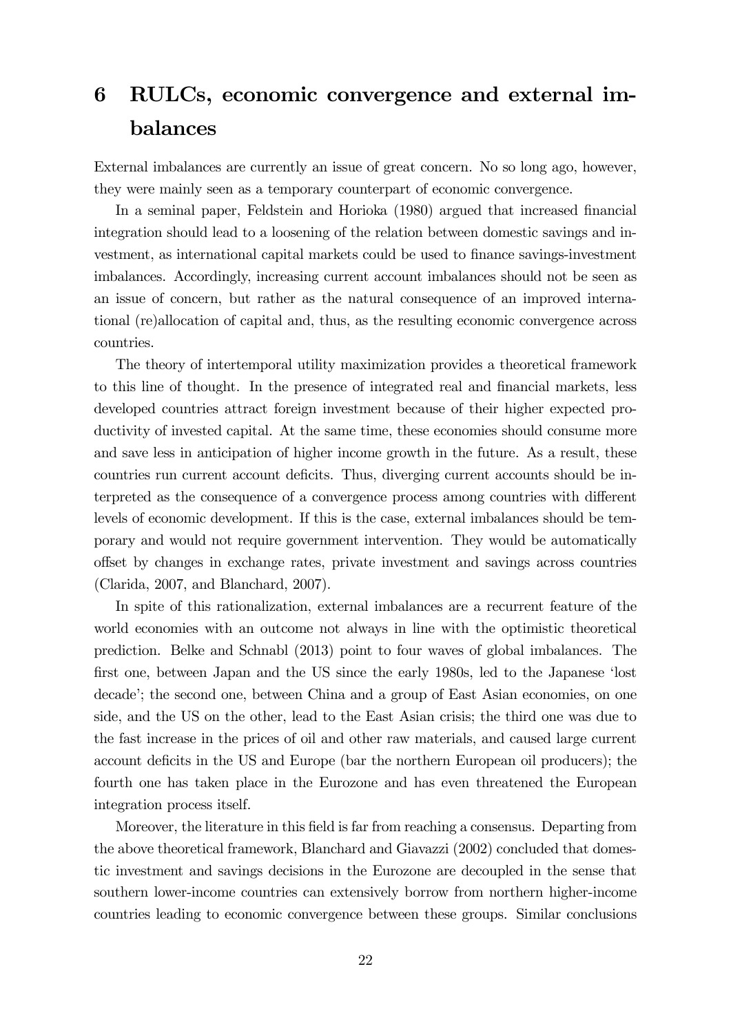# 6 RULCs, economic convergence and external imbalances

External imbalances are currently an issue of great concern. No so long ago, however, they were mainly seen as a temporary counterpart of economic convergence.

In a seminal paper, Feldstein and Horioka (1980) argued that increased financial integration should lead to a loosening of the relation between domestic savings and investment, as international capital markets could be used to finance savings-investment imbalances. Accordingly, increasing current account imbalances should not be seen as an issue of concern, but rather as the natural consequence of an improved international (re)allocation of capital and, thus, as the resulting economic convergence across countries.

The theory of intertemporal utility maximization provides a theoretical framework to this line of thought. In the presence of integrated real and financial markets, less developed countries attract foreign investment because of their higher expected productivity of invested capital. At the same time, these economies should consume more and save less in anticipation of higher income growth in the future. As a result, these countries run current account deficits. Thus, diverging current accounts should be interpreted as the consequence of a convergence process among countries with different levels of economic development. If this is the case, external imbalances should be temporary and would not require government intervention. They would be automatically offset by changes in exchange rates, private investment and savings across countries (Clarida, 2007, and Blanchard, 2007).

In spite of this rationalization, external imbalances are a recurrent feature of the world economies with an outcome not always in line with the optimistic theoretical prediction. Belke and Schnabl (2013) point to four waves of global imbalances. The first one, between Japan and the US since the early 1980s, led to the Japanese 'lost decade'; the second one, between China and a group of East Asian economies, on one side, and the US on the other, lead to the East Asian crisis; the third one was due to the fast increase in the prices of oil and other raw materials, and caused large current account deficits in the US and Europe (bar the northern European oil producers); the fourth one has taken place in the Eurozone and has even threatened the European integration process itself.

Moreover, the literature in this field is far from reaching a consensus. Departing from the above theoretical framework, Blanchard and Giavazzi (2002) concluded that domestic investment and savings decisions in the Eurozone are decoupled in the sense that southern lower-income countries can extensively borrow from northern higher-income countries leading to economic convergence between these groups. Similar conclusions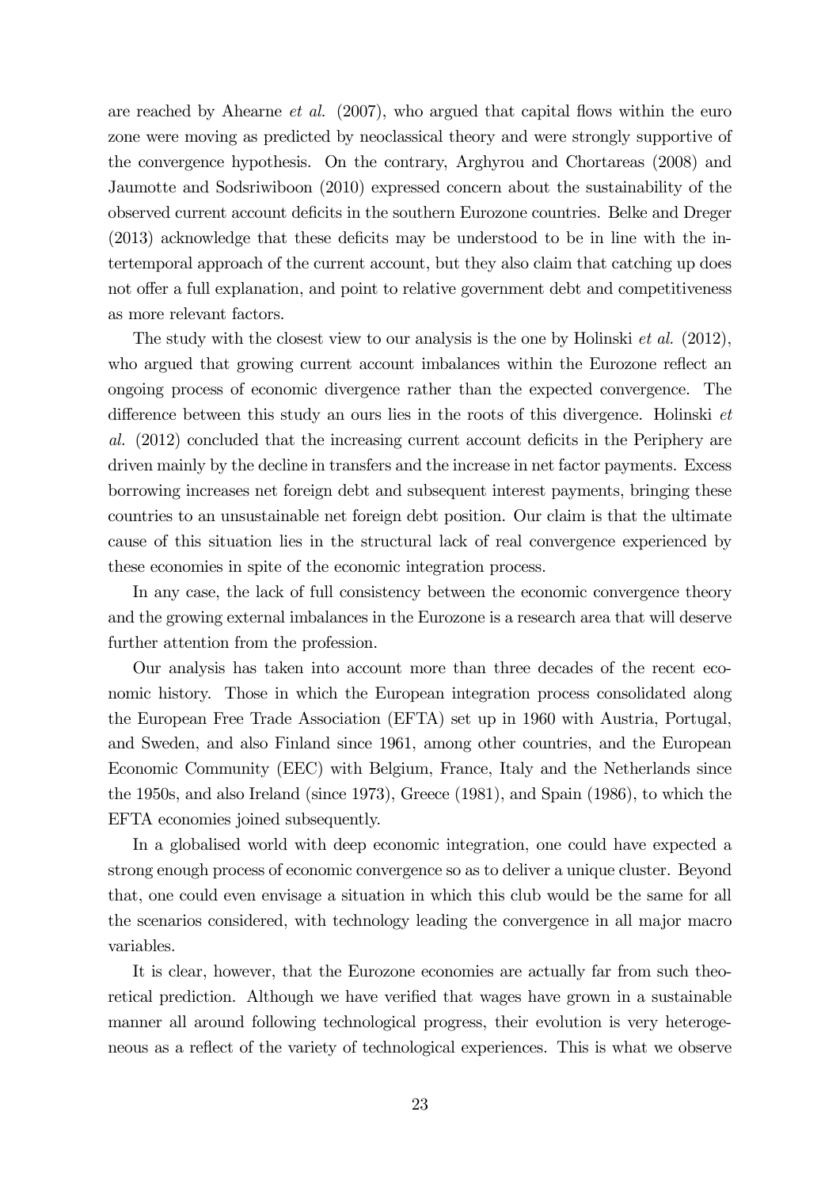are reached by Ahearne *et al.* (2007), who argued that capital flows within the euro zone were moving as predicted by neoclassical theory and were strongly supportive of the convergence hypothesis. On the contrary, Arghyrou and Chortareas (2008) and Jaumotte and Sodsriwiboon (2010) expressed concern about the sustainability of the observed current account deficits in the southern Eurozone countries. Belke and Dreger (2013) acknowledge that these deficits may be understood to be in line with the intertemporal approach of the current account, but they also claim that catching up does not offer a full explanation, and point to relative government debt and competitiveness as more relevant factors.

The study with the closest view to our analysis is the one by Holinski *et al.* (2012), who argued that growing current account imbalances within the Eurozone reflect an ongoing process of economic divergence rather than the expected convergence. The difference between this study an ours lies in the roots of this divergence. Holinski *et al.* (2012) concluded that the increasing current account deficits in the Periphery are driven mainly by the decline in transfers and the increase in net factor payments. Excess borrowing increases net foreign debt and subsequent interest payments, bringing these countries to an unsustainable net foreign debt position. Our claim is that the ultimate cause of this situation lies in the structural lack of real convergence experienced by these economies in spite of the economic integration process.

In any case, the lack of full consistency between the economic convergence theory and the growing external imbalances in the Eurozone is a research area that will deserve further attention from the profession.

Our analysis has taken into account more than three decades of the recent economic history. Those in which the European integration process consolidated along the European Free Trade Association (EFTA) set up in 1960 with Austria, Portugal, and Sweden, and also Finland since 1961, among other countries, and the European Economic Community (EEC) with Belgium, France, Italy and the Netherlands since the 1950s, and also Ireland (since 1973), Greece (1981), and Spain (1986), to which the EFTA economies joined subsequently.

In a globalised world with deep economic integration, one could have expected a strong enough process of economic convergence so as to deliver a unique cluster. Beyond that, one could even envisage a situation in which this club would be the same for all the scenarios considered, with technology leading the convergence in all major macro variables.

It is clear, however, that the Eurozone economies are actually far from such theoretical prediction. Although we have verified that wages have grown in a sustainable manner all around following technological progress, their evolution is very heterogeneous as a reflect of the variety of technological experiences. This is what we observe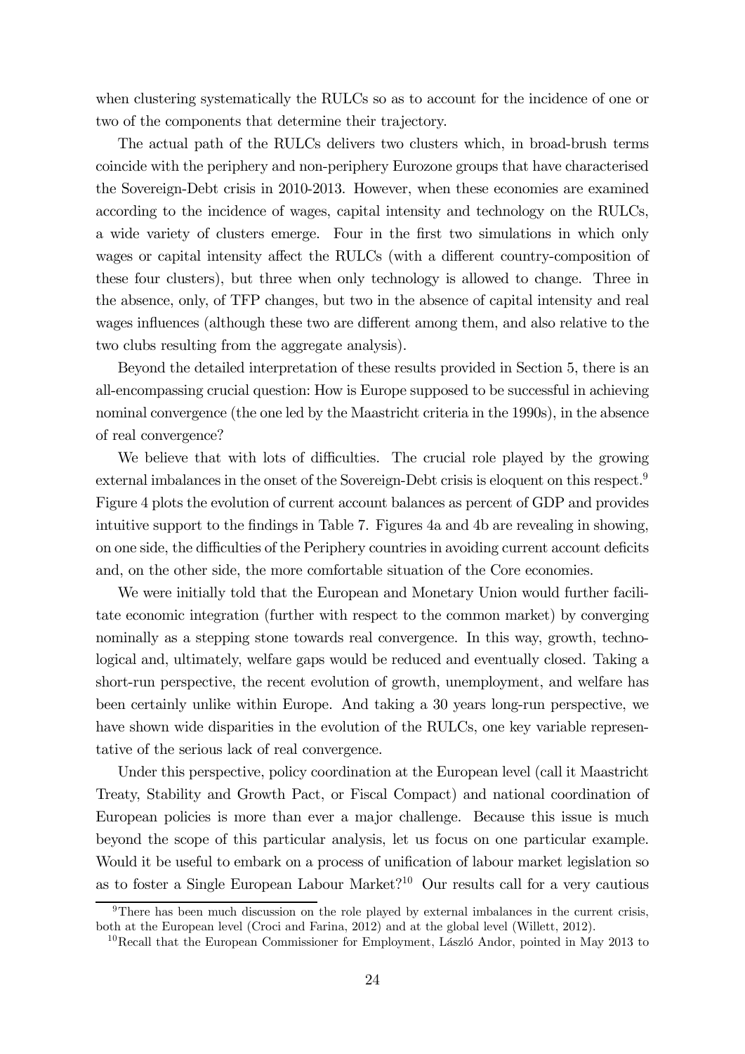when clustering systematically the RULCs so as to account for the incidence of one or two of the components that determine their trajectory.

The actual path of the RULCs delivers two clusters which, in broad-brush terms coincide with the periphery and non-periphery Eurozone groups that have characterised the Sovereign-Debt crisis in 2010-2013. However, when these economies are examined according to the incidence of wages, capital intensity and technology on the RULCs, a wide variety of clusters emerge. Four in the first two simulations in which only wages or capital intensity affect the RULCs (with a different country-composition of these four clusters), but three when only technology is allowed to change. Three in the absence, only, of TFP changes, but two in the absence of capital intensity and real wages influences (although these two are different among them, and also relative to the two clubs resulting from the aggregate analysis).

Beyond the detailed interpretation of these results provided in Section 5, there is an all-encompassing crucial question: How is Europe supposed to be successful in achieving nominal convergence (the one led by the Maastricht criteria in the 1990s), in the absence of real convergence?

We believe that with lots of difficulties. The crucial role played by the growing external imbalances in the onset of the Sovereign-Debt crisis is eloquent on this respect.[9] Figure 4 plots the evolution of current account balances as percent of GDP and provides intuitive support to the findings in Table 7. Figures 4a and 4b are revealing in showing, on one side, the difficulties of the Periphery countries in avoiding current account deficits and, on the other side, the more comfortable situation of the Core economies.

We were initially told that the European and Monetary Union would further facilitate economic integration (further with respect to the common market) by converging nominally as a stepping stone towards real convergence. In this way, growth, technological and, ultimately, welfare gaps would be reduced and eventually closed. Taking a short-run perspective, the recent evolution of growth, unemployment, and welfare has been certainly unlike within Europe. And taking a 30 years long-run perspective, we have shown wide disparities in the evolution of the RULCs, one key variable representative of the serious lack of real convergence.

Under this perspective, policy coordination at the European level (call it Maastricht Treaty, Stability and Growth Pact, or Fiscal Compact) and national coordination of European policies is more than ever a major challenge. Because this issue is much beyond the scope of this particular analysis, let us focus on one particular example. Would it be useful to embark on a process of unification of labour market legislation so as to foster a Single European Labour Market?[10] Our results call for a very cautious

[9] There has been much discussion on the role played by external imbalances in the current crisis, both at the European level (Croci and Farina, 2012) and at the global level (Willett, 2012).

[10] Recall that the European Commissioner for Employment, László Andor, pointed in May 2013 to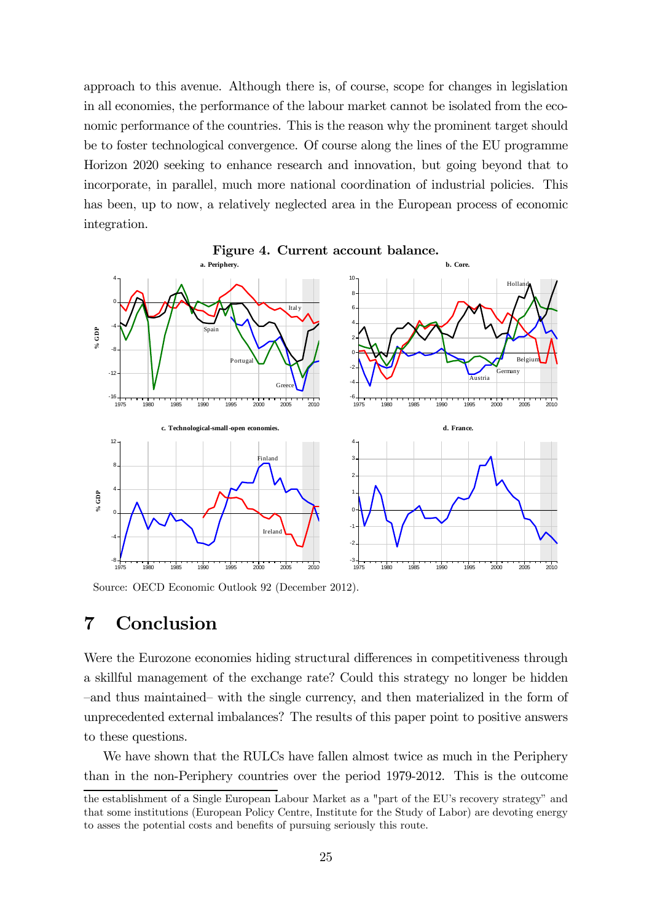approach to this avenue. Although there is, of course, scope for changes in legislation in all economies, the performance of the labour market cannot be isolated from the economic performance of the countries. This is the reason why the prominent target should be to foster technological convergence. Of course along the lines of the EU programme Horizon 2020 seeking to enhance research and innovation, but going beyond that to incorporate, in parallel, much more national coordination of industrial policies. This has been, up to now, a relatively neglected area in the European process of economic integration.

**Figure 4. Current account balance.**

Source: OECD Economic Outlook 92 (December 2012).

# 7 Conclusion

Were the Eurozone economies hiding structural differences in competitiveness through a skillful management of the exchange rate? Could this strategy no longer be hidden –and thus maintained– with the single currency, and then materialized in the form of unprecedented external imbalances? The results of this paper point to positive answers to these questions.

We have shown that the RULCs have fallen almost twice as much in the Periphery than in the non-Periphery countries over the period 1979-2012. This is the outcome

the establishment of a Single European Labour Market as a "part of the EU's recovery strategy" and that some institutions (European Policy Centre, Institute for the Study of Labor) are devoting energy to asses the potential costs and benefits of pursuing seriously this route.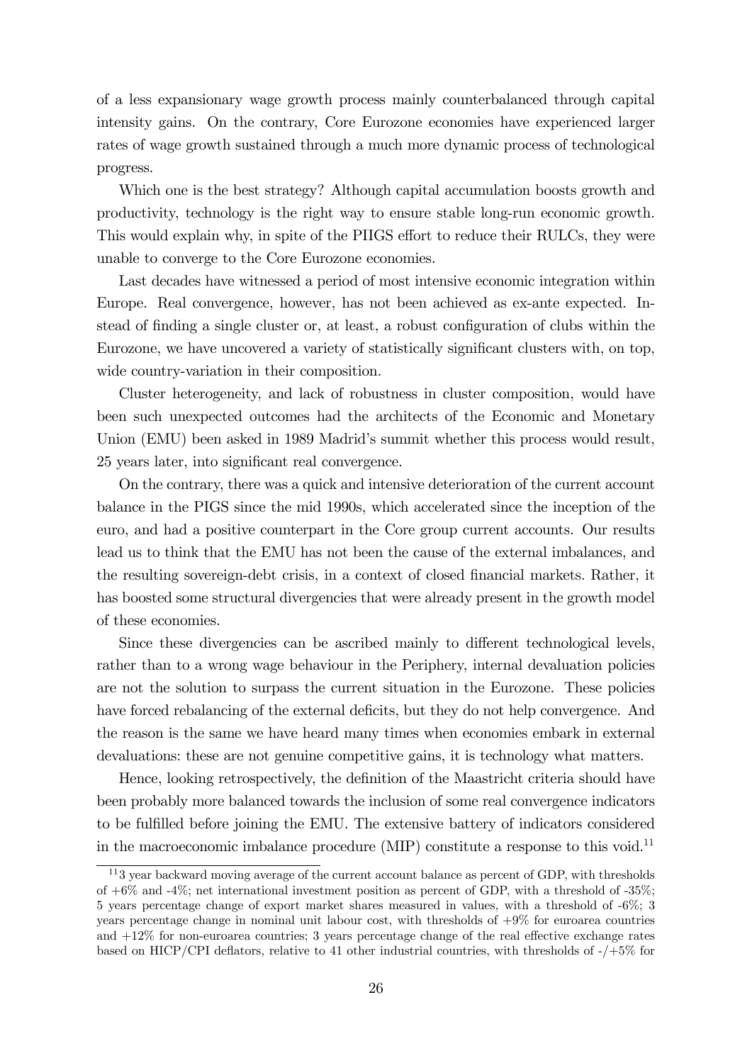of a less expansionary wage growth process mainly counterbalanced through capital intensity gains. On the contrary, Core Eurozone economies have experienced larger rates of wage growth sustained through a much more dynamic process of technological progress.

Which one is the best strategy? Although capital accumulation boosts growth and productivity, technology is the right way to ensure stable long-run economic growth. This would explain why, in spite of the PIIGS effort to reduce their RULCs, they were unable to converge to the Core Eurozone economies.

Last decades have witnessed a period of most intensive economic integration within Europe. Real convergence, however, has not been achieved as ex-ante expected. Instead of finding a single cluster or, at least, a robust configuration of clubs within the Eurozone, we have uncovered a variety of statistically significant clusters with, on top, wide country-variation in their composition.

Cluster heterogeneity, and lack of robustness in cluster composition, would have been such unexpected outcomes had the architects of the Economic and Monetary Union (EMU) been asked in 1989 Madrid's summit whether this process would result, 25 years later, into significant real convergence.

On the contrary, there was a quick and intensive deterioration of the current account balance in the PIGS since the mid 1990s, which accelerated since the inception of the euro, and had a positive counterpart in the Core group current accounts. Our results lead us to think that the EMU has not been the cause of the external imbalances, and the resulting sovereign-debt crisis, in a context of closed financial markets. Rather, it has boosted some structural divergencies that were already present in the growth model of these economies.

Since these divergencies can be ascribed mainly to different technological levels, rather than to a wrong wage behaviour in the Periphery, internal devaluation policies are not the solution to surpass the current situation in the Eurozone. These policies have forced rebalancing of the external deficits, but they do not help convergence. And the reason is the same we have heard many times when economies embark in external devaluations: these are not genuine competitive gains, it is technology what matters.

Hence, looking retrospectively, the definition of the Maastricht criteria should have been probably more balanced towards the inclusion of some real convergence indicators to be fulfilled before joining the EMU. The extensive battery of indicators considered in the macroeconomic imbalance procedure (MIP) constitute a response to this void.[11]

[11] 3 year backward moving average of the current account balance as percent of GDP, with thresholds of +6% and -4%; net international investment position as percent of GDP, with a threshold of -35%; 5 years percentage change of export market shares measured in values, with a threshold of -6%; 3 years percentage change in nominal unit labour cost, with thresholds of +9% for euroarea countries and +12% for non-euroarea countries; 3 years percentage change of the real effective exchange rates based on HICP/CPI deflators, relative to 41 other industrial countries, with thresholds of -/+5% for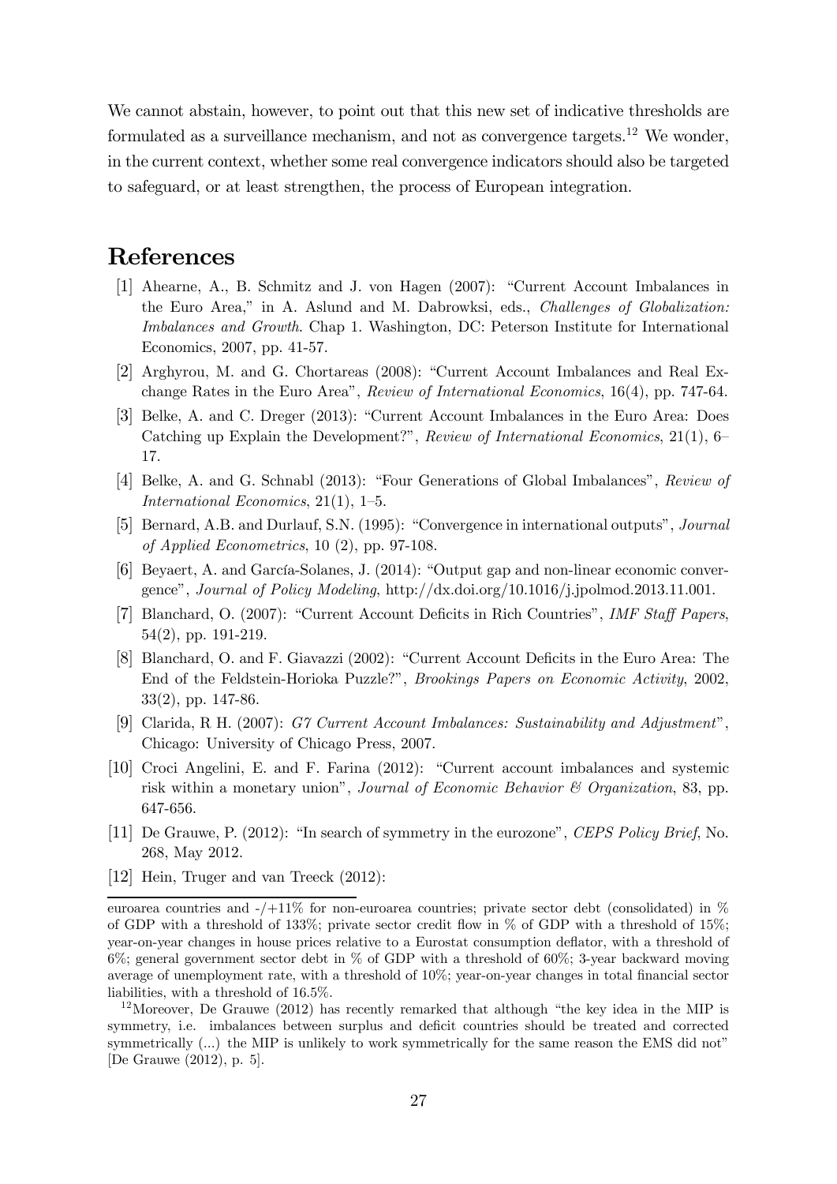We cannot abstain, however, to point out that this new set of indicative thresholds are formulated as a surveillance mechanism, and not as convergence targets.[12] We wonder, in the current context, whether some real convergence indicators should also be targeted to safeguard, or at least strengthen, the process of European integration.

# References

[1] Ahearne, A., B. Schmitz and J. von Hagen (2007): "Current Account Imbalances in the Euro Area," in A. Aslund and M. Dabrowksi, eds., *Challenges of Globalization: Imbalances and Growth*. Chap 1. Washington, DC: Peterson Institute for International Economics, 2007, pp. 41-57.

[2] Arghyrou, M. and G. Chortareas (2008): "Current Account Imbalances and Real Exchange Rates in the Euro Area", *Review of International Economics*, 16(4), pp. 747-64.

[3] Belke, A. and C. Dreger (2013): "Current Account Imbalances in the Euro Area: Does Catching up Explain the Development?", *Review of International Economics*, 21(1), 6–17.

[4] Belke, A. and G. Schnabl (2013): "Four Generations of Global Imbalances", *Review of International Economics*, 21(1), 1–5.

[5] Bernard, A.B. and Durlauf, S.N. (1995): "Convergence in international outputs", *Journal of Applied Econometrics*, 10 (2), pp. 97-108.

[6] Beyaert, A. and García-Solanes, J. (2014): "Output gap and non-linear economic convergence", *Journal of Policy Modeling*, http://dx.doi.org/10.1016/j.jpolmod.2013.11.001.

[7] Blanchard, O. (2007): "Current Account Deficits in Rich Countries", *IMF Staff Papers*, 54(2), pp. 191-219.

[8] Blanchard, O. and F. Giavazzi (2002): "Current Account Deficits in the Euro Area: The End of the Feldstein-Horioka Puzzle?", *Brookings Papers on Economic Activity*, 2002, 33(2), pp. 147-86.

[9] Clarida, R H. (2007): *G7 Current Account Imbalances: Sustainability and Adjustment*", Chicago: University of Chicago Press, 2007.

[10] Croci Angelini, E. and F. Farina (2012): "Current account imbalances and systemic risk within a monetary union", *Journal of Economic Behavior & Organization*, 83, pp. 647-656.

[11] De Grauwe, P. (2012): "In search of symmetry in the eurozone", *CEPS Policy Brief*, No. 268, May 2012.

[12] Hein, Truger and van Treeck (2012):

---

euroarea countries and -/+11% for non-euroarea countries; private sector debt (consolidated) in % of GDP with a threshold of 133%; private sector credit flow in % of GDP with a threshold of 15%; year-on-year changes in house prices relative to a Eurostat consumption deflator, with a threshold of 6%; general government sector debt in % of GDP with a threshold of 60%; 3-year backward moving average of unemployment rate, with a threshold of 10%; year-on-year changes in total financial sector liabilities, with a threshold of 16.5%.

[12] Moreover, De Grauwe (2012) has recently remarked that although "the key idea in the MIP is symmetry, i.e. imbalances between surplus and deficit countries should be treated and corrected symmetrically (...) the MIP is unlikely to work symmetrically for the same reason the EMS did not" [De Grauwe (2012), p. 5].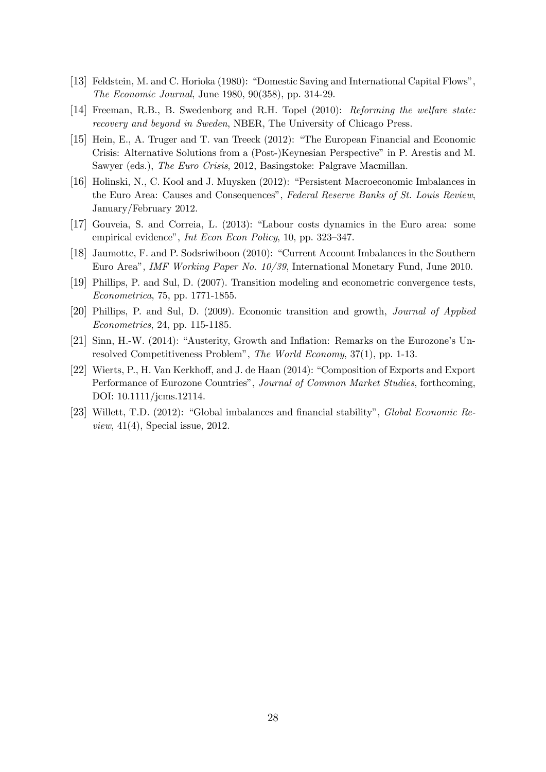[13] Feldstein, M. and C. Horioka (1980): "Domestic Saving and International Capital Flows", *The Economic Journal*, June 1980, 90(358), pp. 314-29.

[14] Freeman, R.B., B. Swedenborg and R.H. Topel (2010): *Reforming the welfare state: recovery and beyond in Sweden*, NBER, The University of Chicago Press.

[15] Hein, E., A. Truger and T. van Treeck (2012): "The European Financial and Economic Crisis: Alternative Solutions from a (Post-)Keynesian Perspective" in P. Arestis and M. Sawyer (eds.), *The Euro Crisis*, 2012, Basingstoke: Palgrave Macmillan.

[16] Holinski, N., C. Kool and J. Muysken (2012): "Persistent Macroeconomic Imbalances in the Euro Area: Causes and Consequences", *Federal Reserve Banks of St. Louis Review*, January/February 2012.

[17] Gouveia, S. and Correia, L. (2013): "Labour costs dynamics in the Euro area: some empirical evidence", *Int Econ Econ Policy*, 10, pp. 323–347.

[18] Jaumotte, F. and P. Sodsriwiboon (2010): "Current Account Imbalances in the Southern Euro Area", *IMF Working Paper No. 10/39*, International Monetary Fund, June 2010.

[19] Phillips, P. and Sul, D. (2007). Transition modeling and econometric convergence tests, *Econometrica*, 75, pp. 1771-1855.

[20] Phillips, P. and Sul, D. (2009). Economic transition and growth, *Journal of Applied Econometrics*, 24, pp. 115-1185.

[21] Sinn, H.-W. (2014): "Austerity, Growth and Inflation: Remarks on the Eurozone's Unresolved Competitiveness Problem", *The World Economy*, 37(1), pp. 1-13.

[22] Wierts, P., H. Van Kerkhoff, and J. de Haan (2014): "Composition of Exports and Export Performance of Eurozone Countries", *Journal of Common Market Studies*, forthcoming, DOI: 10.1111/jcms.12114.

[23] Willett, T.D. (2012): "Global imbalances and financial stability", *Global Economic Review*, 41(4), Special issue, 2012.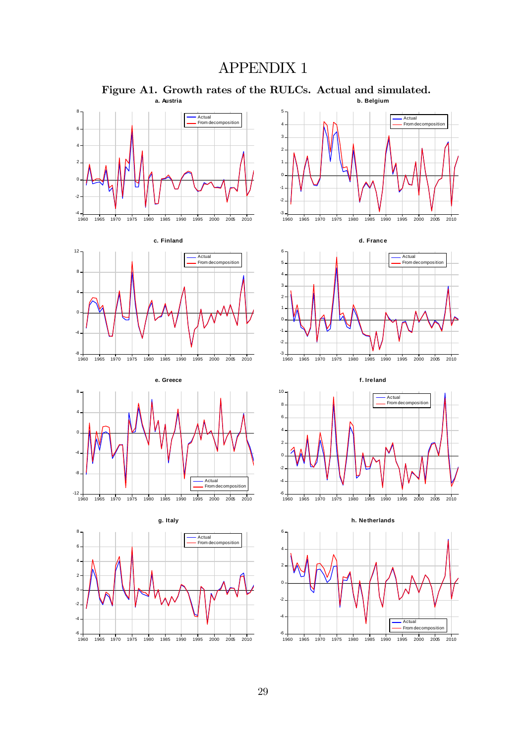# APPENDIX 1

**Figure A1. Growth rates of the RULCs. Actual and simulated.**

**a. Austria**

**b. Belgium**

**c. Finland**

**d. France**

**e. Greece**

**f. Ireland**

**g. Italy**

**h. Netherlands**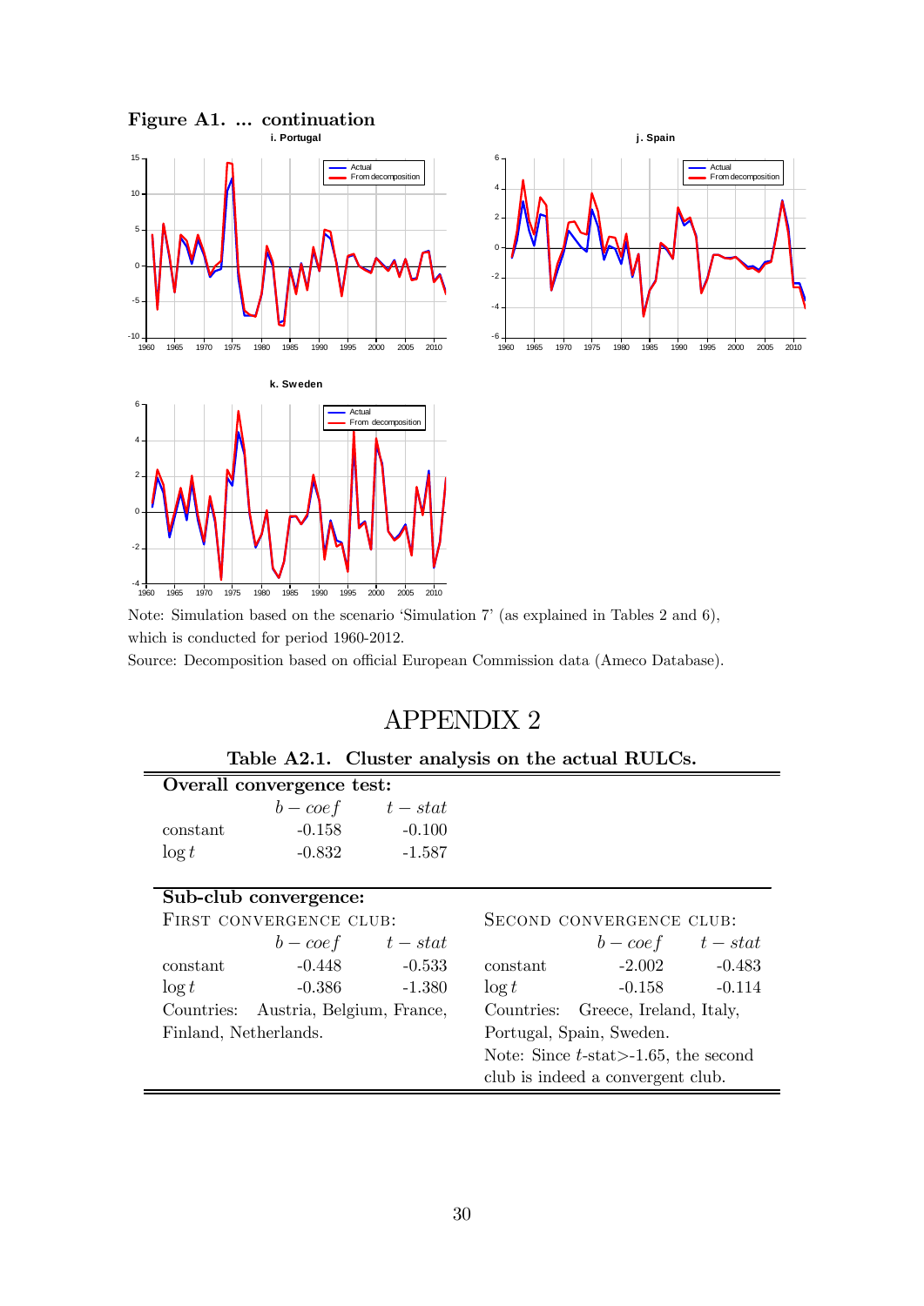**Figure A1. ... continuation**

Note: Simulation based on the scenario 'Simulation 7' (as explained in Tables 2 and 6), which is conducted for period 1960-2012.

Source: Decomposition based on official European Commission data (Ameco Database).

# APPENDIX 2

**Table A2.1. Cluster analysis on the actual RULCs.**

**Overall convergence test:**

| | $b-coef$ | $t-stat$ |
|---|---|---|
| constant | -0.158 | -0.100 |
| $\log t$ | -0.832 | -1.587 |

**Sub-club convergence:**

FIRST CONVERGENCE CLUB:

| | $b-coef$ | $t-stat$ |
|---|---|---|
| constant | -0.448 | -0.533 |
| $\log t$ | -0.386 | -1.380 |

Countries: Austria, Belgium, France, Finland, Netherlands.

SECOND CONVERGENCE CLUB:

| | $b-coef$ | $t-stat$ |
|---|---|---|
| constant | -2.002 | -0.483 |
| $\log t$ | -0.158 | -0.114 |

Countries: Greece, Ireland, Italy, Portugal, Spain, Sweden.

Note: Since $t$-stat>-1.65, the second club is indeed a convergent club.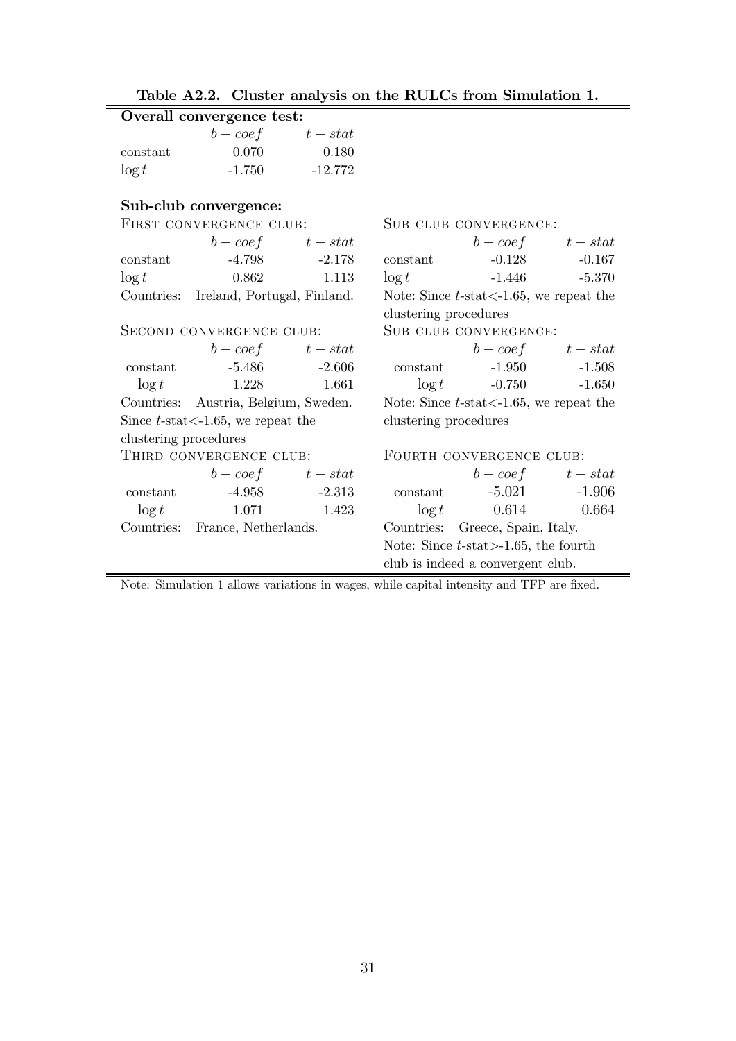**Table A2.2. Cluster analysis on the RULCs from Simulation 1.**

**Overall convergence test:**

| | $b-coef$ | $t-stat$ |
|---|---|---|
| constant | 0.070 | 0.180 |
| $\log t$ | -1.750 | -12.772 |

**Sub-club convergence:**

FIRST CONVERGENCE CLUB:

| | $b-coef$ | $t-stat$ |
|---|---|---|
| constant | -4.798 | -2.178 |
| $\log t$ | 0.862 | 1.113 |

Countries: Ireland, Portugal, Finland.

SUB CLUB CONVERGENCE:

| | $b-coef$ | $t-stat$ |
|---|---|---|
| constant | -0.128 | -0.167 |
| $\log t$ | -1.446 | -5.370 |

Note: Since $t$-stat<-1.65, we repeat the clustering procedures

SECOND CONVERGENCE CLUB:

| | $b-coef$ | $t-stat$ |
|---|---|---|
| constant | -5.486 | -2.606 |
| $\log t$ | 1.228 | 1.661 |

Countries: Austria, Belgium, Sweden.

Since $t$-stat<-1.65, we repeat the clustering procedures

SUB CLUB CONVERGENCE:

| | $b-coef$ | $t-stat$ |
|---|---|---|
| constant | -1.950 | -1.508 |
| $\log t$ | -0.750 | -1.650 |

Note: Since $t$-stat<-1.65, we repeat the clustering procedures

THIRD CONVERGENCE CLUB:

| | $b-coef$ | $t-stat$ |
|---|---|---|
| constant | -4.958 | -2.313 |
| $\log t$ | 1.071 | 1.423 |

Countries: France, Netherlands.

FOURTH CONVERGENCE CLUB:

| | $b-coef$ | $t-stat$ |
|---|---|---|
| constant | -5.021 | -1.906 |
| $\log t$ | 0.614 | 0.664 |

Countries: Greece, Spain, Italy.

Note: Since $t$-stat>-1.65, the fourth club is indeed a convergent club.

Note: Simulation 1 allows variations in wages, while capital intensity and TFP are fixed.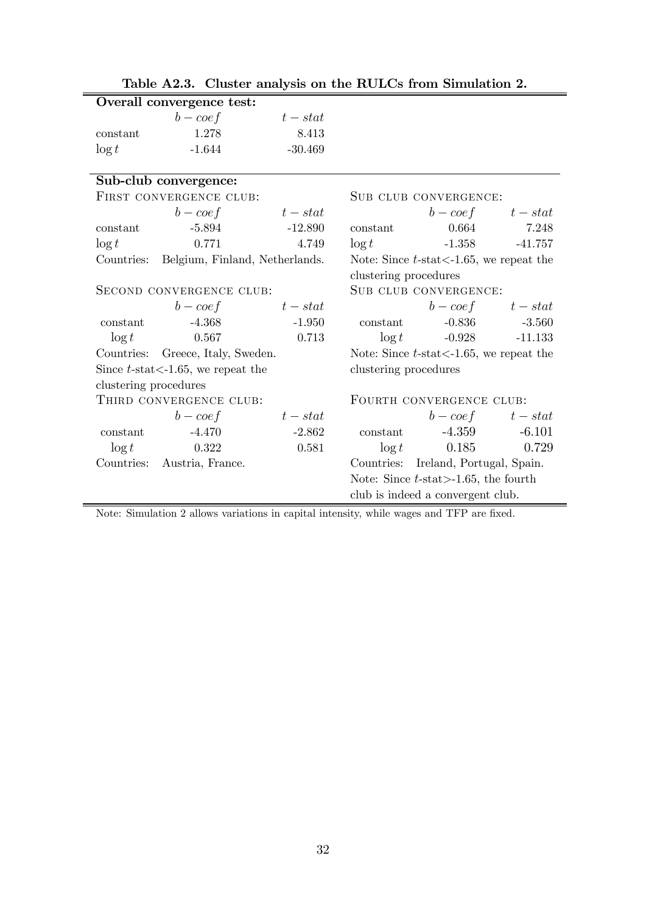**Table A2.3. Cluster analysis on the RULCs from Simulation 2.**

**Overall convergence test:**

| | $b-coef$ | $t-stat$ |
|---|---|---|
| constant | 1.278 | 8.413 |
| $\log t$ | -1.644 | -30.469 |

**Sub-club convergence:**

First convergence club:

| | $b-coef$ | $t-stat$ |
|---|---|---|
| constant | -5.894 | -12.890 |
| $\log t$ | 0.771 | 4.749 |

Countries: Belgium, Finland, Netherlands.

Sub club convergence:

| | $b-coef$ | $t-stat$ |
|---|---|---|
| constant | 0.664 | 7.248 |
| $\log t$ | -1.358 | -41.757 |

Note: Since $t$-stat<-1.65, we repeat the clustering procedures

Second convergence club:

| | $b-coef$ | $t-stat$ |
|---|---|---|
| constant | -4.368 | -1.950 |
| $\log t$ | 0.567 | 0.713 |

Countries: Greece, Italy, Sweden.

Since $t$-stat<-1.65, we repeat the clustering procedures

Sub club convergence:

| | $b-coef$ | $t-stat$ |
|---|---|---|
| constant | -0.836 | -3.560 |
| $\log t$ | -0.928 | -11.133 |

Note: Since $t$-stat<-1.65, we repeat the clustering procedures

Third convergence club:

| | $b-coef$ | $t-stat$ |
|---|---|---|
| constant | -4.470 | -2.862 |
| $\log t$ | 0.322 | 0.581 |

Countries: Austria, France.

Fourth convergence club:

| | $b-coef$ | $t-stat$ |
|---|---|---|
| constant | -4.359 | -6.101 |
| $\log t$ | 0.185 | 0.729 |

Countries: Ireland, Portugal, Spain.

Note: Since $t$-stat>-1.65, the fourth club is indeed a convergent club.

Note: Simulation 2 allows variations in capital intensity, while wages and TFP are fixed.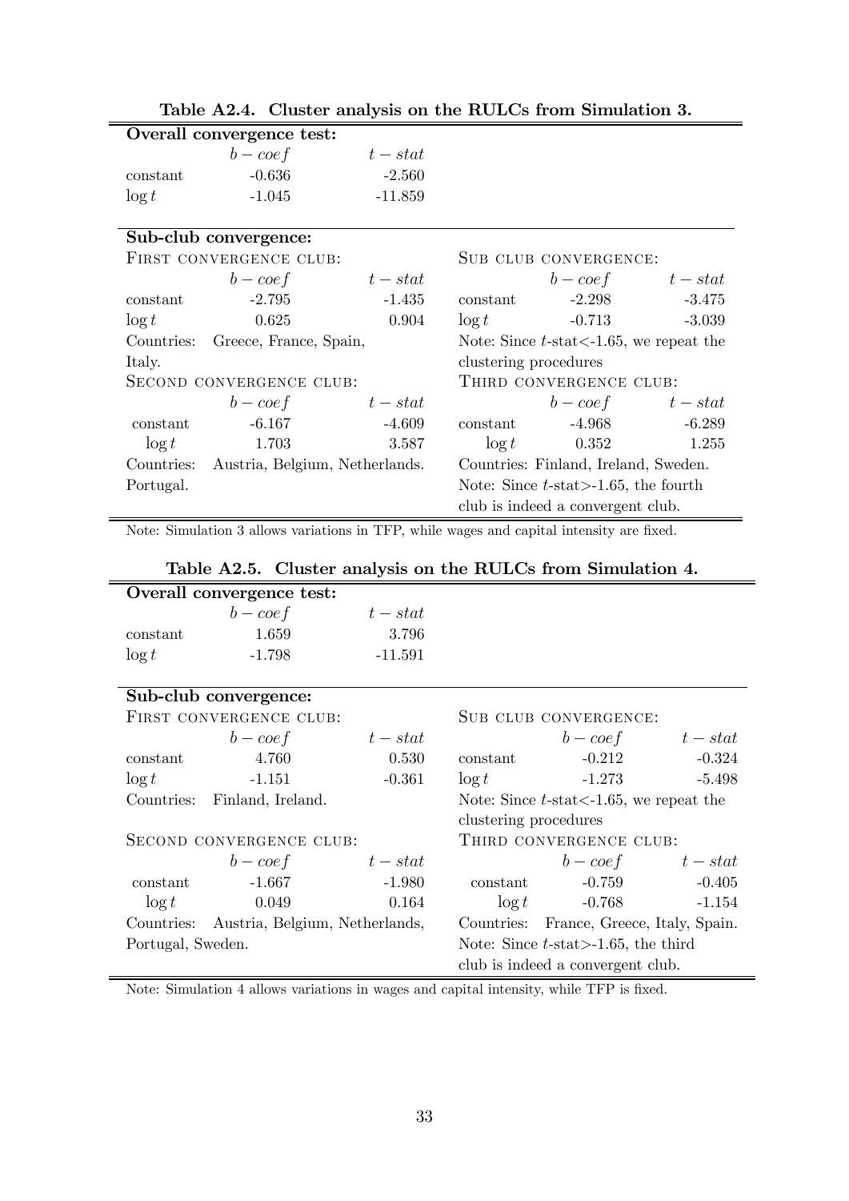**Table A2.4. Cluster analysis on the RULCs from Simulation 3.**

**Overall convergence test:**

| | $b-coef$ | $t-stat$ |
|---|---|---|
| constant | -0.636 | -2.560 |
| $\log t$ | -1.045 | -11.859 |

**Sub-club convergence:**

FIRST CONVERGENCE CLUB:

| | $b-coef$ | $t-stat$ |
|---|---|---|
| constant | -2.795 | -1.435 |
| $\log t$ | 0.625 | 0.904 |

Countries: Greece, France, Spain, Italy.

SUB CLUB CONVERGENCE:

| | $b-coef$ | $t-stat$ |
|---|---|---|
| constant | -2.298 | -3.475 |
| $\log t$ | -0.713 | -3.039 |

Note: Since $t$-stat<-1.65, we repeat the clustering procedures

SECOND CONVERGENCE CLUB:

| | $b-coef$ | $t-stat$ |
|---|---|---|
| constant | -6.167 | -4.609 |
| $\log t$ | 1.703 | 3.587 |

Countries: Austria, Belgium, Netherlands. Portugal.

THIRD CONVERGENCE CLUB:

| | $b-coef$ | $t-stat$ |
|---|---|---|
| constant | -4.968 | -6.289 |
| $\log t$ | 0.352 | 1.255 |

Countries: Finland, Ireland, Sweden.

Note: Since $t$-stat>-1.65, the fourth club is indeed a convergent club.

Note: Simulation 3 allows variations in TFP, while wages and capital intensity are fixed.

**Table A2.5. Cluster analysis on the RULCs from Simulation 4.**

**Overall convergence test:**

| | $b-coef$ | $t-stat$ |
|---|---|---|
| constant | 1.659 | 3.796 |
| $\log t$ | -1.798 | -11.591 |

**Sub-club convergence:**

FIRST CONVERGENCE CLUB:

| | $b-coef$ | $t-stat$ |
|---|---|---|
| constant | 4.760 | 0.530 |
| $\log t$ | -1.151 | -0.361 |

Countries: Finland, Ireland.

SUB CLUB CONVERGENCE:

| | $b-coef$ | $t-stat$ |
|---|---|---|
| constant | -0.212 | -0.324 |
| $\log t$ | -1.273 | -5.498 |

Note: Since $t$-stat<-1.65, we repeat the clustering procedures

SECOND CONVERGENCE CLUB:

| | $b-coef$ | $t-stat$ |
|---|---|---|
| constant | -1.667 | -1.980 |
| $\log t$ | 0.049 | 0.164 |

Countries: Austria, Belgium, Netherlands, Portugal, Sweden.

THIRD CONVERGENCE CLUB:

| | $b-coef$ | $t-stat$ |
|---|---|---|
| constant | -0.759 | -0.405 |
| $\log t$ | -0.768 | -1.154 |

Countries: France, Greece, Italy, Spain.

Note: Since $t$-stat>-1.65, the third club is indeed a convergent club.

Note: Simulation 4 allows variations in wages and capital intensity, while TFP is fixed.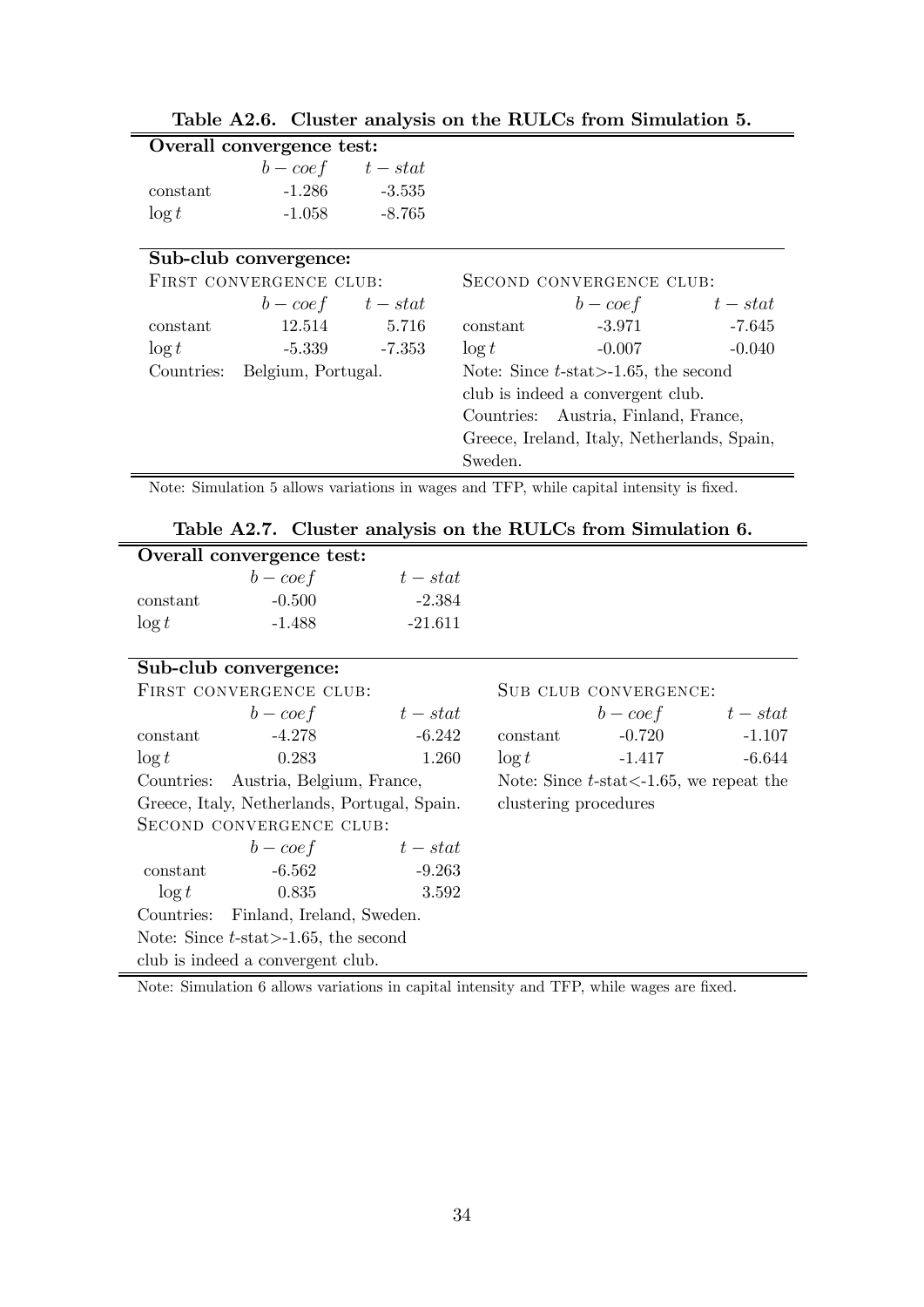**Table A2.6. Cluster analysis on the RULCs from Simulation 5.**

**Overall convergence test:**

| | $b-coef$ | $t-stat$ |
|---|---|---|
| constant | -1.286 | -3.535 |
| $\log t$ | -1.058 | -8.765 |

**Sub-club convergence:**

FIRST CONVERGENCE CLUB:

| | $b-coef$ | $t-stat$ |
|---|---|---|
| constant | 12.514 | 5.716 |
| $\log t$ | -5.339 | -7.353 |

Countries: Belgium, Portugal.

SECOND CONVERGENCE CLUB:

| | $b-coef$ | $t-stat$ |
|---|---|---|
| constant | -3.971 | -7.645 |
| $\log t$ | -0.007 | -0.040 |

Note: Since $t$-stat>-1.65, the second club is indeed a convergent club.

Countries: Austria, Finland, France, Greece, Ireland, Italy, Netherlands, Spain, Sweden.

Note: Simulation 5 allows variations in wages and TFP, while capital intensity is fixed.

**Table A2.7. Cluster analysis on the RULCs from Simulation 6.**

**Overall convergence test:**

| | $b-coef$ | $t-stat$ |
|---|---|---|
| constant | -0.500 | -2.384 |
| $\log t$ | -1.488 | -21.611 |

**Sub-club convergence:**

FIRST CONVERGENCE CLUB:

| | $b-coef$ | $t-stat$ |
|---|---|---|
| constant | -4.278 | -6.242 |
| $\log t$ | 0.283 | 1.260 |

Countries: Austria, Belgium, France, Greece, Italy, Netherlands, Portugal, Spain.

SECOND CONVERGENCE CLUB:

| | $b-coef$ | $t-stat$ |
|---|---|---|
| constant | -6.562 | -9.263 |
| $\log t$ | 0.835 | 3.592 |

Countries: Finland, Ireland, Sweden.

Note: Since $t$-stat>-1.65, the second club is indeed a convergent club.

SUB CLUB CONVERGENCE:

| | $b-coef$ | $t-stat$ |
|---|---|---|
| constant | -0.720 | -1.107 |
| $\log t$ | -1.417 | -6.644 |

Note: Since $t$-stat<-1.65, we repeat the clustering procedures

Note: Simulation 6 allows variations in capital intensity and TFP, while wages are fixed.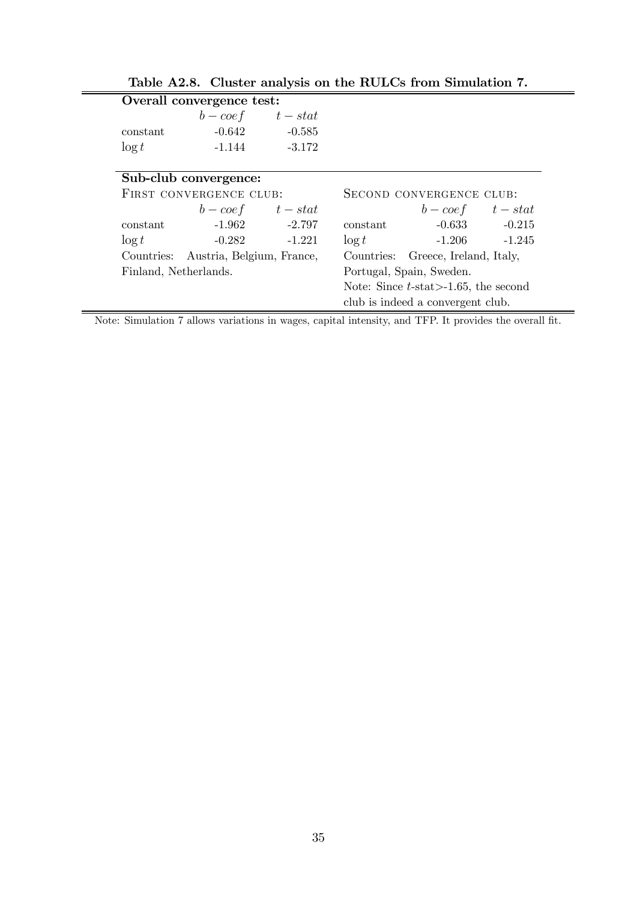**Table A2.8. Cluster analysis on the RULCs from Simulation 7.**

**Overall convergence test:**

| | $b-coef$ | $t-stat$ |
|---|---|---|
| constant | -0.642 | -0.585 |
| $\log t$ | -1.144 | -3.172 |

**Sub-club convergence:**

| First convergence club: | | | Second convergence club: | | |
|---|---|---|---|---|---|
| | $b-coef$ | $t-stat$ | | $b-coef$ | $t-stat$ |
| constant | -1.962 | -2.797 | constant | -0.633 | -0.215 |
| $\log t$ | -0.282 | -1.221 | $\log t$ | -1.206 | -1.245 |
| Countries: Austria, Belgium, France, Finland, Netherlands. | | | Countries: Greece, Ireland, Italy, Portugal, Spain, Sweden. | | |
| | | | Note: Since $t$-stat>-1.65, the second club is indeed a convergent club. | | |

Note: Simulation 7 allows variations in wages, capital intensity, and TFP. It provides the overall fit.